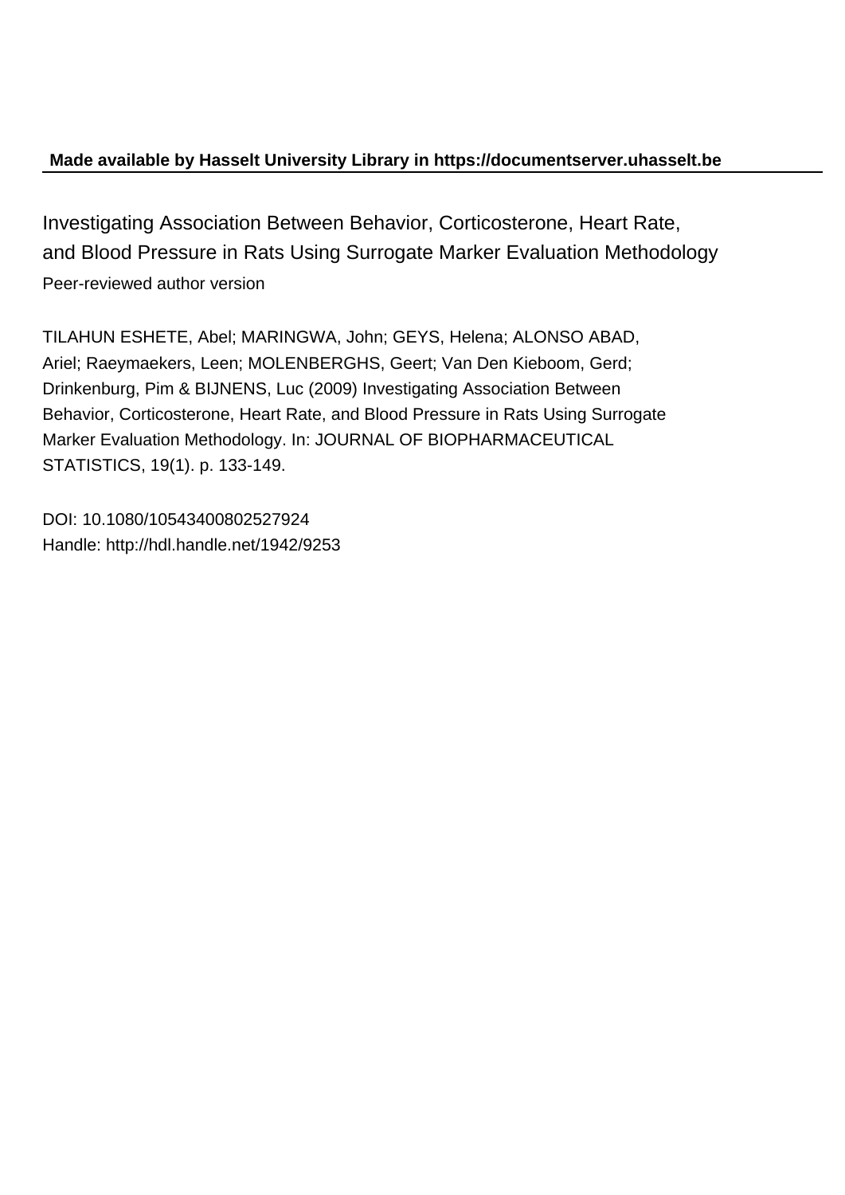**Made available by Hasselt University Library in https://documentserver.uhasselt.be**

Investigating Association Between Behavior, Corticosterone, Heart Rate, and Blood Pressure in Rats Using Surrogate Marker Evaluation Methodology

Peer-reviewed author version

TILAHUN ESHETE, Abel; MARINGWA, John; GEYS, Helena; ALONSO ABAD, Ariel; Raeymaekers, Leen; MOLENBERGHS, Geert; Van Den Kieboom, Gerd; Drinkenburg, Pim & BIJNENS, Luc (2009) Investigating Association Between Behavior, Corticosterone, Heart Rate, and Blood Pressure in Rats Using Surrogate Marker Evaluation Methodology. In: JOURNAL OF BIOPHARMACEUTICAL STATISTICS, 19(1). p. 133-149.

DOI: 10.1080/10543400802527924

Handle: http://hdl.handle.net/1942/9253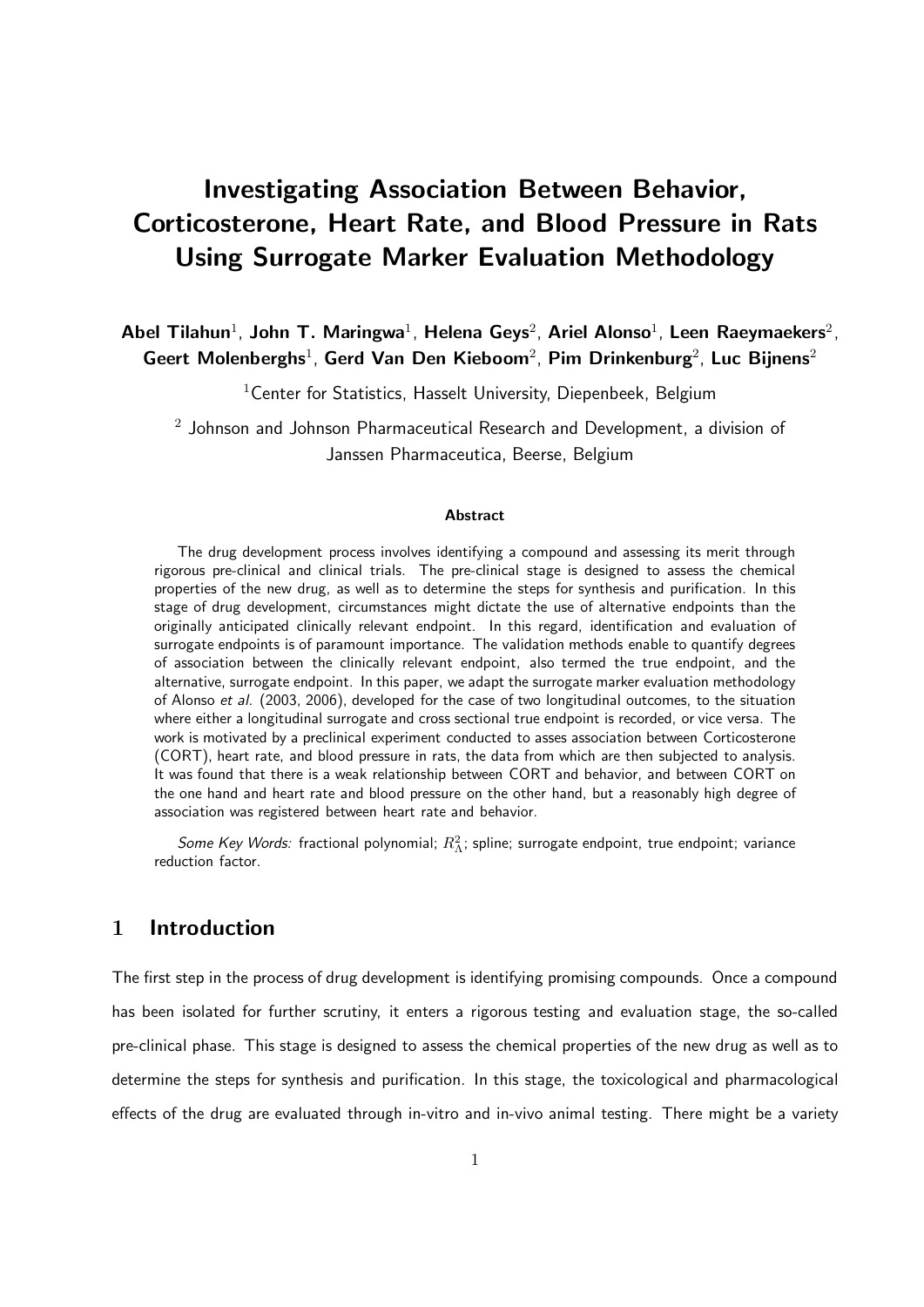# Investigating Association Between Behavior, Corticosterone, Heart Rate, and Blood Pressure in Rats Using Surrogate Marker Evaluation Methodology

**Abel Tilahun**[1], **John T. Maringwa**[1], **Helena Geys**[2], **Ariel Alonso**[1], **Leen Raeymaekers**[2], **Geert Molenberghs**[1], **Gerd Van Den Kieboom**[2], **Pim Drinkenburg**[2], **Luc Bijnens**[2]

[1]Center for Statistics, Hasselt University, Diepenbeek, Belgium

[2] Johnson and Johnson Pharmaceutical Research and Development, a division of Janssen Pharmaceutica, Beerse, Belgium

#### Abstract

The drug development process involves identifying a compound and assessing its merit through rigorous pre-clinical and clinical trials. The pre-clinical stage is designed to assess the chemical properties of the new drug, as well as to determine the steps for synthesis and purification. In this stage of drug development, circumstances might dictate the use of alternative endpoints than the originally anticipated clinically relevant endpoint. In this regard, identification and evaluation of surrogate endpoints is of paramount importance. The validation methods enable to quantify degrees of association between the clinically relevant endpoint, also termed the true endpoint, and the alternative, surrogate endpoint. In this paper, we adapt the surrogate marker evaluation methodology of Alonso *et al*. (2003, 2006), developed for the case of two longitudinal outcomes, to the situation where either a longitudinal surrogate and cross sectional true endpoint is recorded, or vice versa. The work is motivated by a preclinical experiment conducted to asses association between Corticosterone (CORT), heart rate, and blood pressure in rats, the data from which are then subjected to analysis. It was found that there is a weak relationship between CORT and behavior, and between CORT on the one hand and heart rate and blood pressure on the other hand, but a reasonably high degree of association was registered between heart rate and behavior.

*Some Key Words:* fractional polynomial; $R^2_\Lambda$; spline; surrogate endpoint, true endpoint; variance reduction factor.

## 1 Introduction

The first step in the process of drug development is identifying promising compounds. Once a compound has been isolated for further scrutiny, it enters a rigorous testing and evaluation stage, the so-called pre-clinical phase. This stage is designed to assess the chemical properties of the new drug as well as to determine the steps for synthesis and purification. In this stage, the toxicological and pharmacological effects of the drug are evaluated through in-vitro and in-vivo animal testing. There might be a variety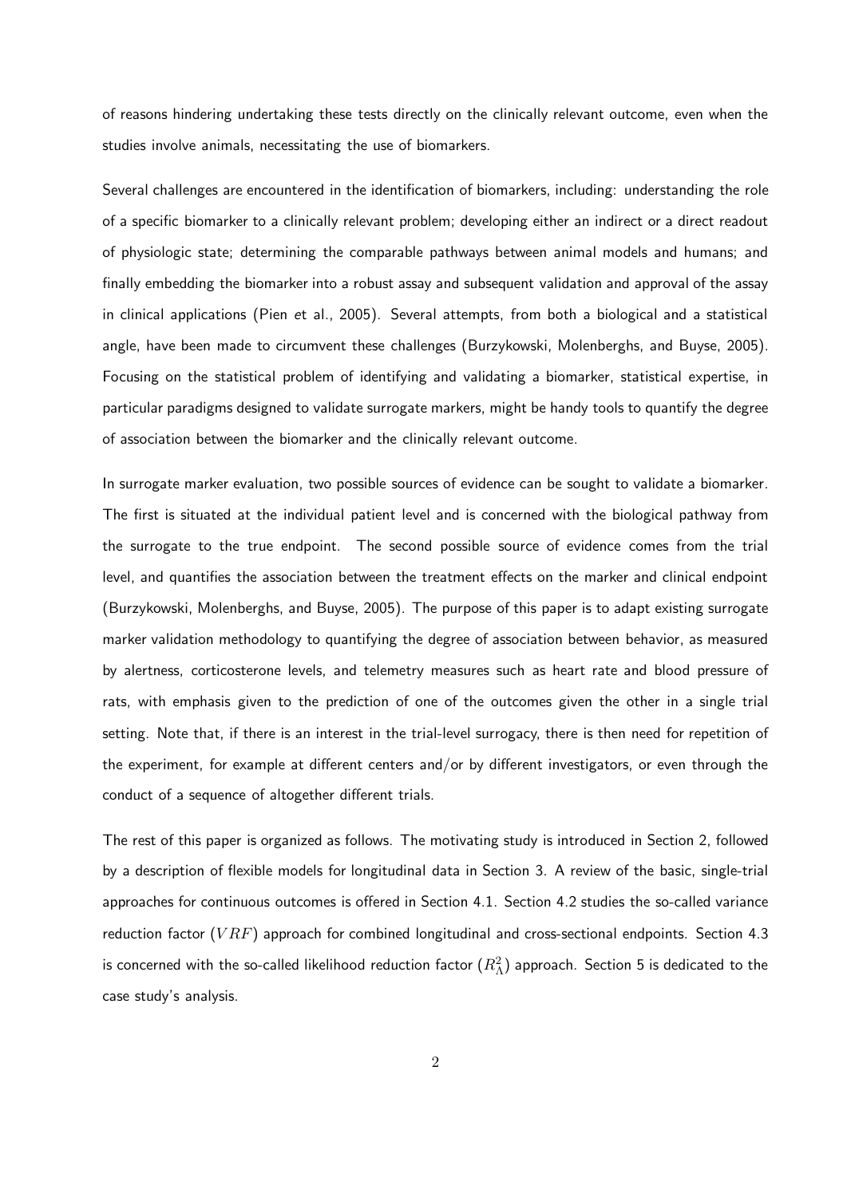of reasons hindering undertaking these tests directly on the clinically relevant outcome, even when the studies involve animals, necessitating the use of biomarkers.

Several challenges are encountered in the identification of biomarkers, including: understanding the role of a specific biomarker to a clinically relevant problem; developing either an indirect or a direct readout of physiologic state; determining the comparable pathways between animal models and humans; and finally embedding the biomarker into a robust assay and subsequent validation and approval of the assay in clinical applications (Pien *et* al., 2005). Several attempts, from both a biological and a statistical angle, have been made to circumvent these challenges (Burzykowski, Molenberghs, and Buyse, 2005). Focusing on the statistical problem of identifying and validating a biomarker, statistical expertise, in particular paradigms designed to validate surrogate markers, might be handy tools to quantify the degree of association between the biomarker and the clinically relevant outcome.

In surrogate marker evaluation, two possible sources of evidence can be sought to validate a biomarker. The first is situated at the individual patient level and is concerned with the biological pathway from the surrogate to the true endpoint. The second possible source of evidence comes from the trial level, and quantifies the association between the treatment effects on the marker and clinical endpoint (Burzykowski, Molenberghs, and Buyse, 2005). The purpose of this paper is to adapt existing surrogate marker validation methodology to quantifying the degree of association between behavior, as measured by alertness, corticosterone levels, and telemetry measures such as heart rate and blood pressure of rats, with emphasis given to the prediction of one of the outcomes given the other in a single trial setting. Note that, if there is an interest in the trial-level surrogacy, there is then need for repetition of the experiment, for example at different centers and/or by different investigators, or even through the conduct of a sequence of altogether different trials.

The rest of this paper is organized as follows. The motivating study is introduced in Section 2, followed by a description of flexible models for longitudinal data in Section 3. A review of the basic, single-trial approaches for continuous outcomes is offered in Section 4.1. Section 4.2 studies the so-called variance reduction factor ($VRF$) approach for combined longitudinal and cross-sectional endpoints. Section 4.3 is concerned with the so-called likelihood reduction factor ($R^2_\Lambda$) approach. Section 5 is dedicated to the case study's analysis.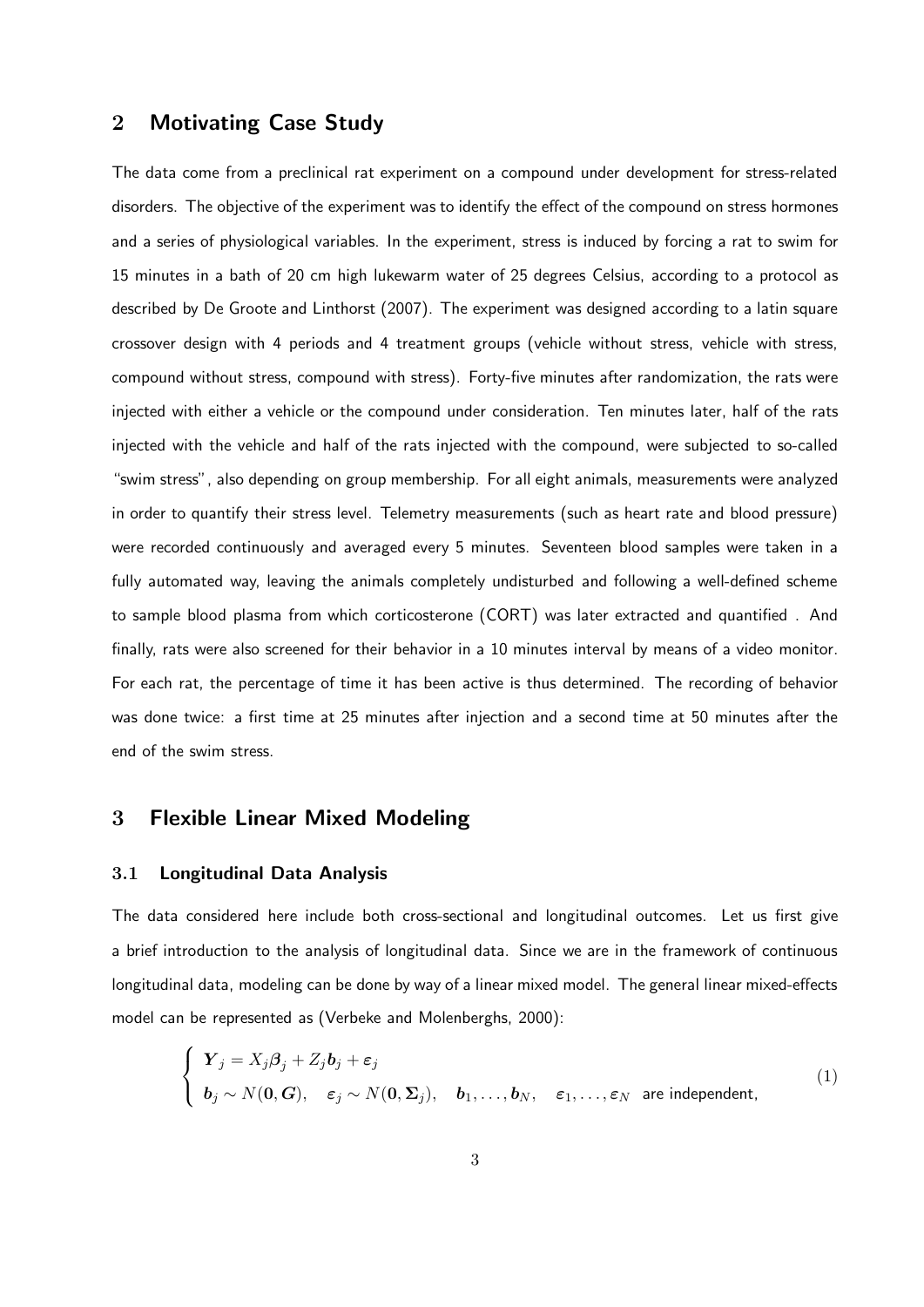## 2 Motivating Case Study

The data come from a preclinical rat experiment on a compound under development for stress-related disorders. The objective of the experiment was to identify the effect of the compound on stress hormones and a series of physiological variables. In the experiment, stress is induced by forcing a rat to swim for 15 minutes in a bath of 20 cm high lukewarm water of 25 degrees Celsius, according to a protocol as described by De Groote and Linthorst (2007). The experiment was designed according to a latin square crossover design with 4 periods and 4 treatment groups (vehicle without stress, vehicle with stress, compound without stress, compound with stress). Forty-five minutes after randomization, the rats were injected with either a vehicle or the compound under consideration. Ten minutes later, half of the rats injected with the vehicle and half of the rats injected with the compound, were subjected to so-called "swim stress", also depending on group membership. For all eight animals, measurements were analyzed in order to quantify their stress level. Telemetry measurements (such as heart rate and blood pressure) were recorded continuously and averaged every 5 minutes. Seventeen blood samples were taken in a fully automated way, leaving the animals completely undisturbed and following a well-defined scheme to sample blood plasma from which corticosterone (CORT) was later extracted and quantified . And finally, rats were also screened for their behavior in a 10 minutes interval by means of a video monitor. For each rat, the percentage of time it has been active is thus determined. The recording of behavior was done twice: a first time at 25 minutes after injection and a second time at 50 minutes after the end of the swim stress.

## 3 Flexible Linear Mixed Modeling

### 3.1 Longitudinal Data Analysis

The data considered here include both cross-sectional and longitudinal outcomes. Let us first give a brief introduction to the analysis of longitudinal data. Since we are in the framework of continuous longitudinal data, modeling can be done by way of a linear mixed model. The general linear mixed-effects model can be represented as (Verbeke and Molenberghs, 2000):

$$\begin{cases} \boldsymbol{Y}_j = X_j \boldsymbol{\beta}_j + Z_j \boldsymbol{b}_j + \boldsymbol{\varepsilon}_j \\ \boldsymbol{b}_j \sim N(\boldsymbol{0}, \boldsymbol{G}), \quad \boldsymbol{\varepsilon}_j \sim N(\boldsymbol{0}, \boldsymbol{\Sigma}_j), \quad \boldsymbol{b}_1, \ldots, \boldsymbol{b}_N, \quad \boldsymbol{\varepsilon}_1, \ldots, \boldsymbol{\varepsilon}_N \text{ are independent,} \end{cases} \tag{1}$$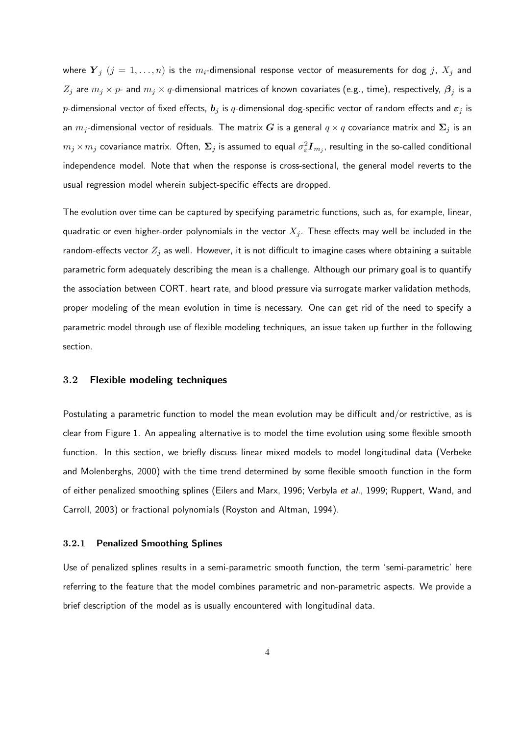where $\boldsymbol{Y}_j$ $(j = 1, \ldots, n)$ is the $m_i$-dimensional response vector of measurements for dog $j$, $X_j$ and $Z_j$ are $m_j \times p$- and $m_j \times q$-dimensional matrices of known covariates (e.g., time), respectively, $\boldsymbol{\beta}_j$ is a $p$-dimensional vector of fixed effects, $\boldsymbol{b}_j$ is $q$-dimensional dog-specific vector of random effects and $\boldsymbol{\varepsilon}_j$ is an $m_j$-dimensional vector of residuals. The matrix $\boldsymbol{G}$ is a general $q \times q$ covariance matrix and $\boldsymbol{\Sigma}_j$ is an $m_j \times m_j$ covariance matrix. Often, $\boldsymbol{\Sigma}_j$ is assumed to equal $\sigma_\varepsilon^2 \boldsymbol{I}_{m_j}$, resulting in the so-called conditional independence model. Note that when the response is cross-sectional, the general model reverts to the usual regression model wherein subject-specific effects are dropped.

The evolution over time can be captured by specifying parametric functions, such as, for example, linear, quadratic or even higher-order polynomials in the vector $X_j$. These effects may well be included in the random-effects vector $Z_j$ as well. However, it is not difficult to imagine cases where obtaining a suitable parametric form adequately describing the mean is a challenge. Although our primary goal is to quantify the association between CORT, heart rate, and blood pressure via surrogate marker validation methods, proper modeling of the mean evolution in time is necessary. One can get rid of the need to specify a parametric model through use of flexible modeling techniques, an issue taken up further in the following section.

### 3.2 Flexible modeling techniques

Postulating a parametric function to model the mean evolution may be difficult and/or restrictive, as is clear from Figure 1. An appealing alternative is to model the time evolution using some flexible smooth function. In this section, we briefly discuss linear mixed models to model longitudinal data (Verbeke and Molenberghs, 2000) with the time trend determined by some flexible smooth function in the form of either penalized smoothing splines (Eilers and Marx, 1996; Verbyla *et al.*, 1999; Ruppert, Wand, and Carroll, 2003) or fractional polynomials (Royston and Altman, 1994).

#### 3.2.1 Penalized Smoothing Splines

Use of penalized splines results in a semi-parametric smooth function, the term 'semi-parametric' here referring to the feature that the model combines parametric and non-parametric aspects. We provide a brief description of the model as is usually encountered with longitudinal data.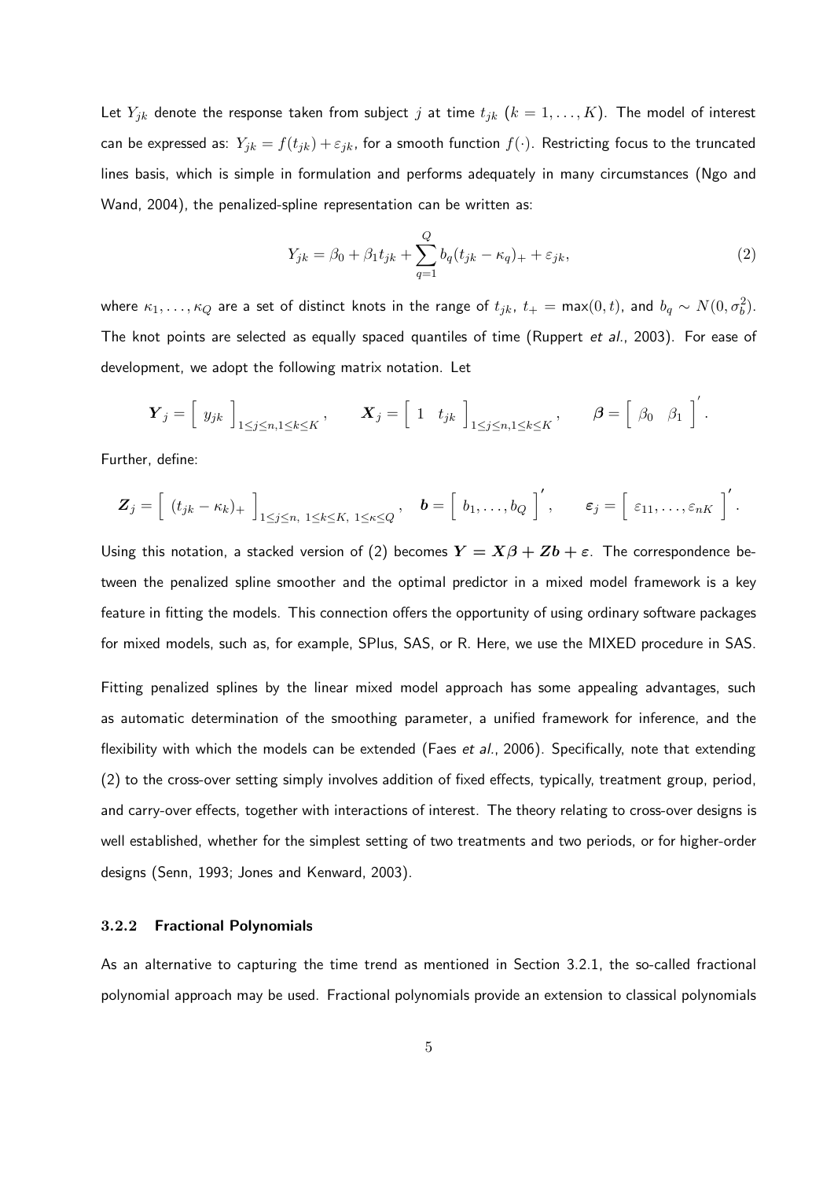Let $Y_{jk}$ denote the response taken from subject $j$ at time $t_{jk}$ $(k = 1, \ldots, K)$. The model of interest can be expressed as: $Y_{jk} = f(t_{jk}) + \varepsilon_{jk}$, for a smooth function $f(\cdot)$. Restricting focus to the truncated lines basis, which is simple in formulation and performs adequately in many circumstances (Ngo and Wand, 2004), the penalized-spline representation can be written as:

$$Y_{jk} = \beta_0 + \beta_1 t_{jk} + \sum_{q=1}^{Q} b_q (t_{jk} - \kappa_q)_+ + \varepsilon_{jk}, \tag{2}$$

where $\kappa_1, \ldots, \kappa_Q$ are a set of distinct knots in the range of $t_{jk}$, $t_+ = \max(0, t)$, and $b_q \sim N(0, \sigma_b^2)$. The knot points are selected as equally spaced quantiles of time (Ruppert *et al.*, 2003). For ease of development, we adopt the following matrix notation. Let

$$\boldsymbol{Y}_j = \left[ \begin{array}{c} y_{jk} \end{array} \right]_{1 \le j \le n, 1 \le k \le K}, \qquad \boldsymbol{X}_j = \left[ \begin{array}{cc} 1 & t_{jk} \end{array} \right]_{1 \le j \le n, 1 \le k \le K}, \qquad \boldsymbol{\beta} = \left[ \begin{array}{cc} \beta_0 & \beta_1 \end{array} \right]'.$$

Further, define:

$$\boldsymbol{Z}_j = \left[ \begin{array}{c} (t_{jk} - \kappa_k)_+ \end{array} \right]_{1 \le j \le n,\ 1 \le k \le K,\ 1 \le \kappa \le Q}, \quad \boldsymbol{b} = \left[ \begin{array}{c} b_1, \ldots, b_Q \end{array} \right]', \qquad \boldsymbol{\varepsilon}_j = \left[ \begin{array}{c} \varepsilon_{11}, \ldots, \varepsilon_{nK} \end{array} \right]'.$$

Using this notation, a stacked version of (2) becomes $\boldsymbol{Y} = \boldsymbol{X\beta} + \boldsymbol{Zb} + \boldsymbol{\varepsilon}$. The correspondence between the penalized spline smoother and the optimal predictor in a mixed model framework is a key feature in fitting the models. This connection offers the opportunity of using ordinary software packages for mixed models, such as, for example, SPlus, SAS, or R. Here, we use the MIXED procedure in SAS.

Fitting penalized splines by the linear mixed model approach has some appealing advantages, such as automatic determination of the smoothing parameter, a unified framework for inference, and the flexibility with which the models can be extended (Faes *et al.*, 2006). Specifically, note that extending (2) to the cross-over setting simply involves addition of fixed effects, typically, treatment group, period, and carry-over effects, together with interactions of interest. The theory relating to cross-over designs is well established, whether for the simplest setting of two treatments and two periods, or for higher-order designs (Senn, 1993; Jones and Kenward, 2003).

### 3.2.2 Fractional Polynomials

As an alternative to capturing the time trend as mentioned in Section 3.2.1, the so-called fractional polynomial approach may be used. Fractional polynomials provide an extension to classical polynomials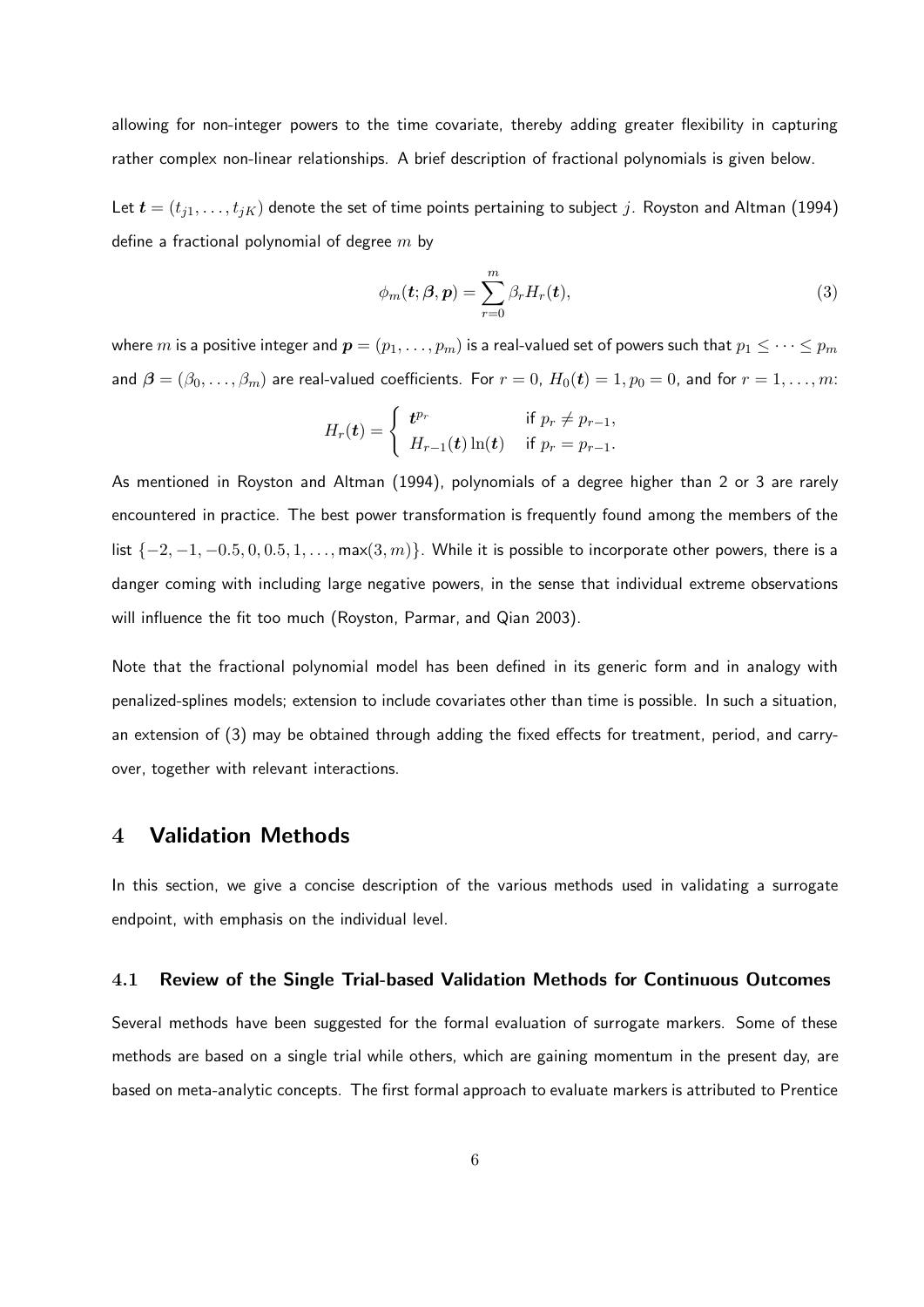allowing for non-integer powers to the time covariate, thereby adding greater flexibility in capturing rather complex non-linear relationships. A brief description of fractional polynomials is given below.

Let $\boldsymbol{t} = (t_{j1}, \ldots, t_{jK})$ denote the set of time points pertaining to subject $j$. Royston and Altman (1994) define a fractional polynomial of degree $m$ by

$$\phi_m(\boldsymbol{t}; \boldsymbol{\beta}, \boldsymbol{p}) = \sum_{r=0}^{m} \beta_r H_r(\boldsymbol{t}), \tag{3}$$

where $m$ is a positive integer and $\boldsymbol{p} = (p_1, \ldots, p_m)$ is a real-valued set of powers such that $p_1 \leq \cdots \leq p_m$ and $\boldsymbol{\beta} = (\beta_0, \ldots, \beta_m)$ are real-valued coefficients. For $r = 0$, $H_0(\boldsymbol{t}) = 1, p_0 = 0$, and for $r = 1, \ldots, m$:

$$H_r(\boldsymbol{t}) = \begin{cases} \boldsymbol{t}^{p_r} & \text{if } p_r \neq p_{r-1}, \\ H_{r-1}(\boldsymbol{t}) \ln(\boldsymbol{t}) & \text{if } p_r = p_{r-1}. \end{cases}$$

As mentioned in Royston and Altman (1994), polynomials of a degree higher than 2 or 3 are rarely encountered in practice. The best power transformation is frequently found among the members of the list $\{-2, -1, -0.5, 0, 0.5, 1, \ldots, \max(3, m)\}$. While it is possible to incorporate other powers, there is a danger coming with including large negative powers, in the sense that individual extreme observations will influence the fit too much (Royston, Parmar, and Qian 2003).

Note that the fractional polynomial model has been defined in its generic form and in analogy with penalized-splines models; extension to include covariates other than time is possible. In such a situation, an extension of (3) may be obtained through adding the fixed effects for treatment, period, and carry-over, together with relevant interactions.

# 4 Validation Methods

In this section, we give a concise description of the various methods used in validating a surrogate endpoint, with emphasis on the individual level.

## 4.1 Review of the Single Trial-based Validation Methods for Continuous Outcomes

Several methods have been suggested for the formal evaluation of surrogate markers. Some of these methods are based on a single trial while others, which are gaining momentum in the present day, are based on meta-analytic concepts. The first formal approach to evaluate markers is attributed to Prentice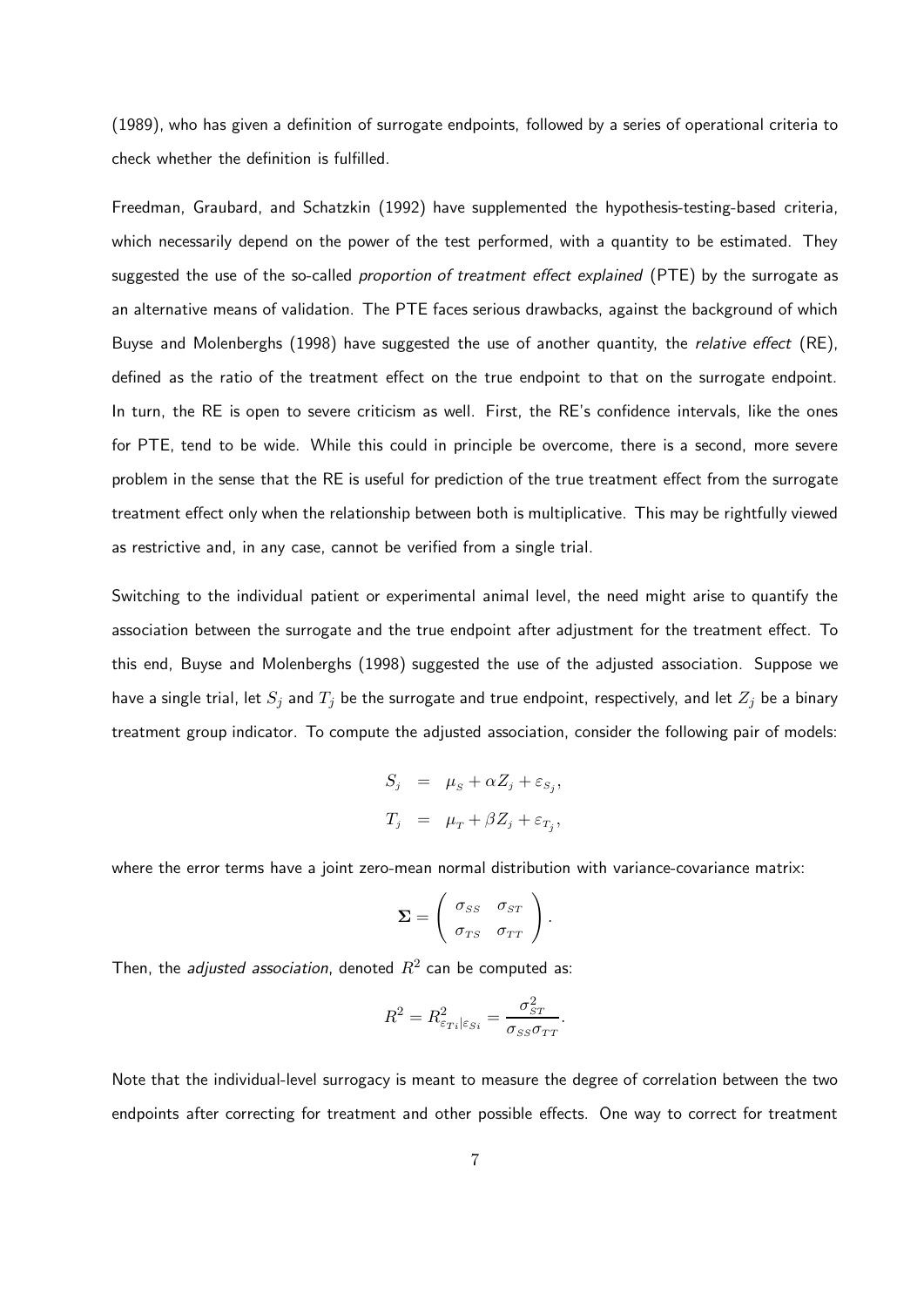(1989), who has given a definition of surrogate endpoints, followed by a series of operational criteria to check whether the definition is fulfilled.

Freedman, Graubard, and Schatzkin (1992) have supplemented the hypothesis-testing-based criteria, which necessarily depend on the power of the test performed, with a quantity to be estimated. They suggested the use of the so-called *proportion of treatment effect explained* (PTE) by the surrogate as an alternative means of validation. The PTE faces serious drawbacks, against the background of which Buyse and Molenberghs (1998) have suggested the use of another quantity, the *relative effect* (RE), defined as the ratio of the treatment effect on the true endpoint to that on the surrogate endpoint. In turn, the RE is open to severe criticism as well. First, the RE's confidence intervals, like the ones for PTE, tend to be wide. While this could in principle be overcome, there is a second, more severe problem in the sense that the RE is useful for prediction of the true treatment effect from the surrogate treatment effect only when the relationship between both is multiplicative. This may be rightfully viewed as restrictive and, in any case, cannot be verified from a single trial.

Switching to the individual patient or experimental animal level, the need might arise to quantify the association between the surrogate and the true endpoint after adjustment for the treatment effect. To this end, Buyse and Molenberghs (1998) suggested the use of the adjusted association. Suppose we have a single trial, let $S_j$ and $T_j$ be the surrogate and true endpoint, respectively, and let $Z_j$ be a binary treatment group indicator. To compute the adjusted association, consider the following pair of models:

$$
\begin{aligned}
S_j &= \mu_S + \alpha Z_j + \varepsilon_{S_j}, \\
T_j &= \mu_T + \beta Z_j + \varepsilon_{T_j},
\end{aligned}
$$

where the error terms have a joint zero-mean normal distribution with variance-covariance matrix:

$$
\mathbf{\Sigma} = \begin{pmatrix} \sigma_{SS} & \sigma_{ST} \\ \sigma_{TS} & \sigma_{TT} \end{pmatrix}.
$$

Then, the *adjusted association*, denoted $R^2$ can be computed as:

$$
R^2 = R^2_{\varepsilon_{Ti}|\varepsilon_{Si}} = \frac{\sigma_{ST}^2}{\sigma_{SS}\sigma_{TT}}.
$$

Note that the individual-level surrogacy is meant to measure the degree of correlation between the two endpoints after correcting for treatment and other possible effects. One way to correct for treatment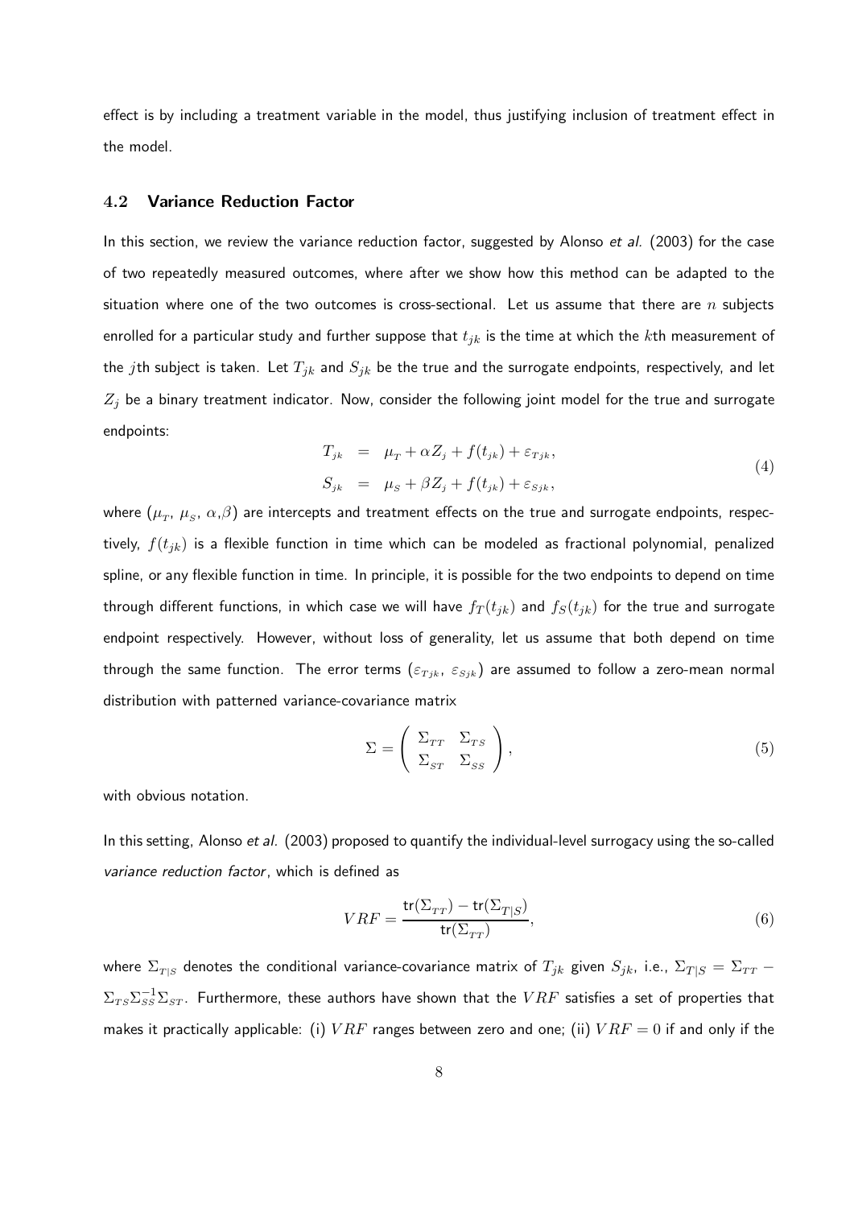effect is by including a treatment variable in the model, thus justifying inclusion of treatment effect in the model.

### 4.2 Variance Reduction Factor

In this section, we review the variance reduction factor, suggested by Alonso *et al.* (2003) for the case of two repeatedly measured outcomes, where after we show how this method can be adapted to the situation where one of the two outcomes is cross-sectional. Let us assume that there are $n$ subjects enrolled for a particular study and further suppose that $t_{jk}$ is the time at which the $k$th measurement of the $j$th subject is taken. Let $T_{jk}$ and $S_{jk}$ be the true and the surrogate endpoints, respectively, and let $Z_j$ be a binary treatment indicator. Now, consider the following joint model for the true and surrogate endpoints:

$$
\begin{aligned}
T_{jk} &= \mu_T + \alpha Z_j + f(t_{jk}) + \varepsilon_{Tjk}, \\
S_{jk} &= \mu_S + \beta Z_j + f(t_{jk}) + \varepsilon_{Sjk},
\end{aligned}
\tag{4}
$$

where ($\mu_T$, $\mu_S$, $\alpha$,$\beta$) are intercepts and treatment effects on the true and surrogate endpoints, respectively, $f(t_{jk})$ is a flexible function in time which can be modeled as fractional polynomial, penalized spline, or any flexible function in time. In principle, it is possible for the two endpoints to depend on time through different functions, in which case we will have $f_T(t_{jk})$ and $f_S(t_{jk})$ for the true and surrogate endpoint respectively. However, without loss of generality, let us assume that both depend on time through the same function. The error terms ($\varepsilon_{Tjk}$, $\varepsilon_{Sjk}$) are assumed to follow a zero-mean normal distribution with patterned variance-covariance matrix

$$
\Sigma = \begin{pmatrix} \Sigma_{TT} & \Sigma_{TS} \\ \Sigma_{ST} & \Sigma_{SS} \end{pmatrix},
\tag{5}
$$

with obvious notation.

In this setting, Alonso *et al.* (2003) proposed to quantify the individual-level surrogacy using the so-called *variance reduction factor*, which is defined as

$$
VRF = \frac{\text{tr}(\Sigma_{TT}) - \text{tr}(\Sigma_{T|S})}{\text{tr}(\Sigma_{TT})},
\tag{6}
$$

where $\Sigma_{T|S}$ denotes the conditional variance-covariance matrix of $T_{jk}$ given $S_{jk}$, i.e., $\Sigma_{T|S} = \Sigma_{TT} - \Sigma_{TS}\Sigma_{SS}^{-1}\Sigma_{ST}$. Furthermore, these authors have shown that the $VRF$ satisfies a set of properties that makes it practically applicable: (i) $VRF$ ranges between zero and one; (ii) $VRF = 0$ if and only if the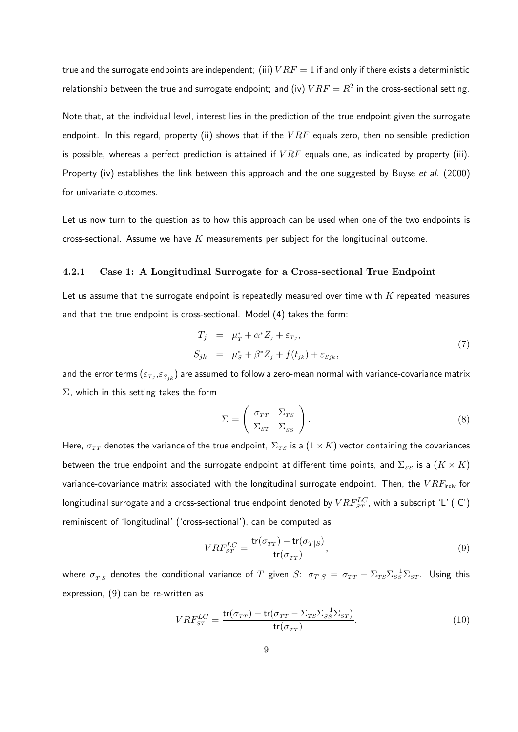true and the surrogate endpoints are independent; (iii) $VRF = 1$ if and only if there exists a deterministic relationship between the true and surrogate endpoint; and (iv) $VRF = R^2$ in the cross-sectional setting.

Note that, at the individual level, interest lies in the prediction of the true endpoint given the surrogate endpoint. In this regard, property (ii) shows that if the $VRF$ equals zero, then no sensible prediction is possible, whereas a perfect prediction is attained if $VRF$ equals one, as indicated by property (iii). Property (iv) establishes the link between this approach and the one suggested by Buyse *et al.* (2000) for univariate outcomes.

Let us now turn to the question as to how this approach can be used when one of the two endpoints is cross-sectional. Assume we have $K$ measurements per subject for the longitudinal outcome.

### 4.2.1 Case 1: A Longitudinal Surrogate for a Cross-sectional True Endpoint

Let us assume that the surrogate endpoint is repeatedly measured over time with $K$ repeated measures and that the true endpoint is cross-sectional. Model (4) takes the form:

$$
\begin{aligned}
T_j &= \mu_T^* + \alpha^* Z_j + \varepsilon_{Tj}, \\
S_{jk} &= \mu_S^* + \beta^* Z_j + f(t_{jk}) + \varepsilon_{Sjk},
\end{aligned}
\tag{7}
$$

and the error terms $(\varepsilon_{Tj}, \varepsilon_{S_{jk}})$ are assumed to follow a zero-mean normal with variance-covariance matrix $\Sigma$, which in this setting takes the form

$$
\Sigma = \begin{pmatrix} \sigma_{TT} & \Sigma_{TS} \\ \Sigma_{ST} & \Sigma_{SS} \end{pmatrix}.
\tag{8}
$$

Here, $\sigma_{TT}$ denotes the variance of the true endpoint, $\Sigma_{TS}$ is a $(1 \times K)$ vector containing the covariances between the true endpoint and the surrogate endpoint at different time points, and $\Sigma_{SS}$ is a $(K \times K)$ variance-covariance matrix associated with the longitudinal surrogate endpoint. Then, the $VRF_{\text{indiv}}$ for longitudinal surrogate and a cross-sectional true endpoint denoted by $VRF_{ST}^{LC}$, with a subscript 'L' ('C') reminiscent of 'longitudinal' ('cross-sectional'), can be computed as

$$
VRF_{ST}^{LC} = \frac{\text{tr}(\sigma_{TT}) - \text{tr}(\sigma_{T|S})}{\text{tr}(\sigma_{TT})},
\tag{9}
$$

where $\sigma_{T|S}$ denotes the conditional variance of $T$ given $S$: $\sigma_{T|S} = \sigma_{TT} - \Sigma_{TS}\Sigma_{SS}^{-1}\Sigma_{ST}$. Using this expression, (9) can be re-written as

$$
VRF_{ST}^{LC} = \frac{\text{tr}(\sigma_{TT}) - \text{tr}(\sigma_{TT} - \Sigma_{TS}\Sigma_{SS}^{-1}\Sigma_{ST})}{\text{tr}(\sigma_{TT})}.
\tag{10}
$$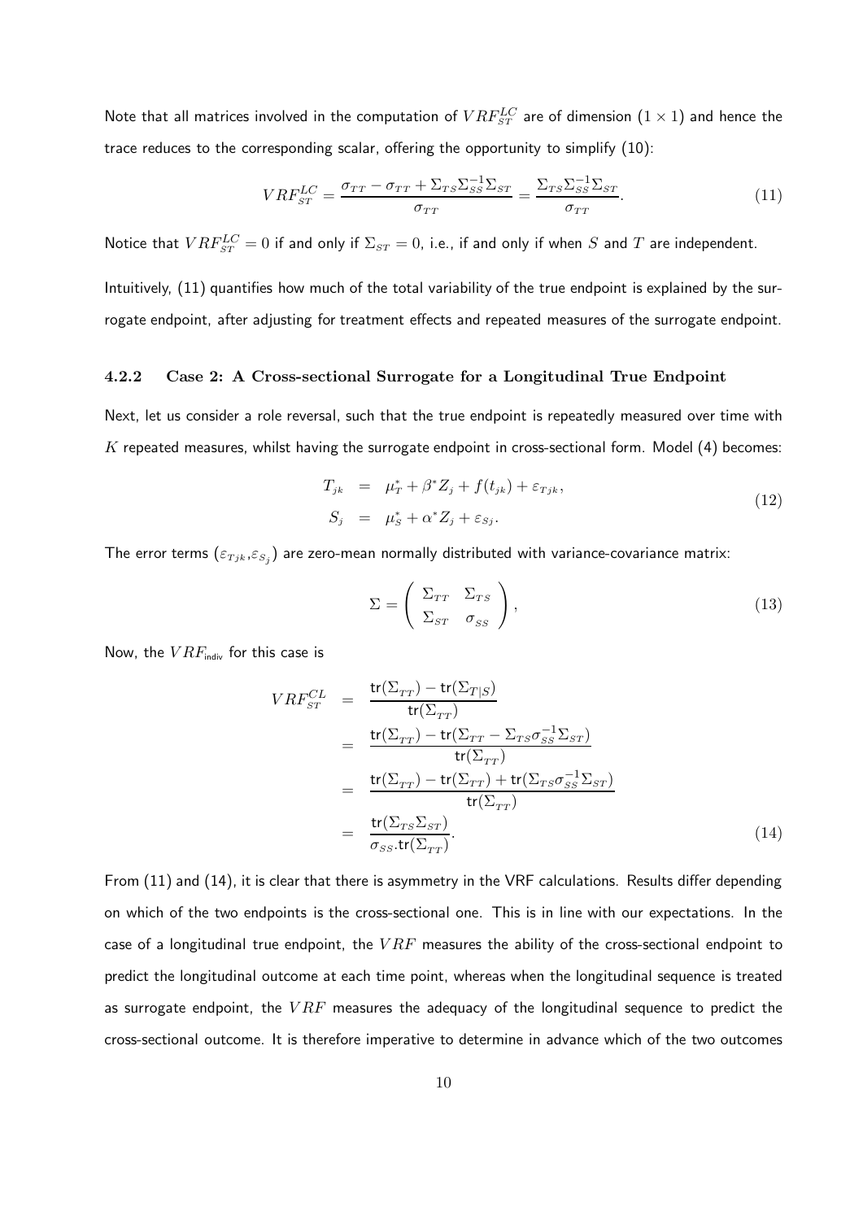Note that all matrices involved in the computation of $VRF_{ST}^{LC}$ are of dimension $(1 \times 1)$ and hence the trace reduces to the corresponding scalar, offering the opportunity to simplify (10):

$$VRF_{ST}^{LC} = \frac{\sigma_{TT} - \sigma_{TT} + \Sigma_{TS}\Sigma_{SS}^{-1}\Sigma_{ST}}{\sigma_{TT}} = \frac{\Sigma_{TS}\Sigma_{SS}^{-1}\Sigma_{ST}}{\sigma_{TT}}. \tag{11}$$

Notice that $VRF_{ST}^{LC} = 0$ if and only if $\Sigma_{ST} = 0$, i.e., if and only if when $S$ and $T$ are independent.

Intuitively, (11) quantifies how much of the total variability of the true endpoint is explained by the surrogate endpoint, after adjusting for treatment effects and repeated measures of the surrogate endpoint.

#### 4.2.2 Case 2: A Cross-sectional Surrogate for a Longitudinal True Endpoint

Next, let us consider a role reversal, such that the true endpoint is repeatedly measured over time with $K$ repeated measures, whilst having the surrogate endpoint in cross-sectional form. Model (4) becomes:

$$\begin{aligned} T_{jk} &= \mu_T^* + \beta^* Z_j + f(t_{jk}) + \varepsilon_{Tjk}, \\ S_j &= \mu_S^* + \alpha^* Z_j + \varepsilon_{Sj}. \end{aligned} \tag{12}$$

The error terms $(\varepsilon_{Tjk}, \varepsilon_{S_j})$ are zero-mean normally distributed with variance-covariance matrix:

$$\Sigma = \begin{pmatrix} \Sigma_{TT} & \Sigma_{TS} \\ \Sigma_{ST} & \sigma_{SS} \end{pmatrix}, \tag{13}$$

Now, the $VRF_{\text{indiv}}$ for this case is

$$\begin{aligned} VRF_{ST}^{CL} &= \frac{\text{tr}(\Sigma_{TT}) - \text{tr}(\Sigma_{T|S})}{\text{tr}(\Sigma_{TT})} \\ &= \frac{\text{tr}(\Sigma_{TT}) - \text{tr}(\Sigma_{TT} - \Sigma_{TS}\sigma_{SS}^{-1}\Sigma_{ST})}{\text{tr}(\Sigma_{TT})} \\ &= \frac{\text{tr}(\Sigma_{TT}) - \text{tr}(\Sigma_{TT}) + \text{tr}(\Sigma_{TS}\sigma_{SS}^{-1}\Sigma_{ST})}{\text{tr}(\Sigma_{TT})} \\ &= \frac{\text{tr}(\Sigma_{TS}\Sigma_{ST})}{\sigma_{SS}.\text{tr}(\Sigma_{TT})}. \end{aligned} \tag{14}$$

From (11) and (14), it is clear that there is asymmetry in the VRF calculations. Results differ depending on which of the two endpoints is the cross-sectional one. This is in line with our expectations. In the case of a longitudinal true endpoint, the $VRF$ measures the ability of the cross-sectional endpoint to predict the longitudinal outcome at each time point, whereas when the longitudinal sequence is treated as surrogate endpoint, the $VRF$ measures the adequacy of the longitudinal sequence to predict the cross-sectional outcome. It is therefore imperative to determine in advance which of the two outcomes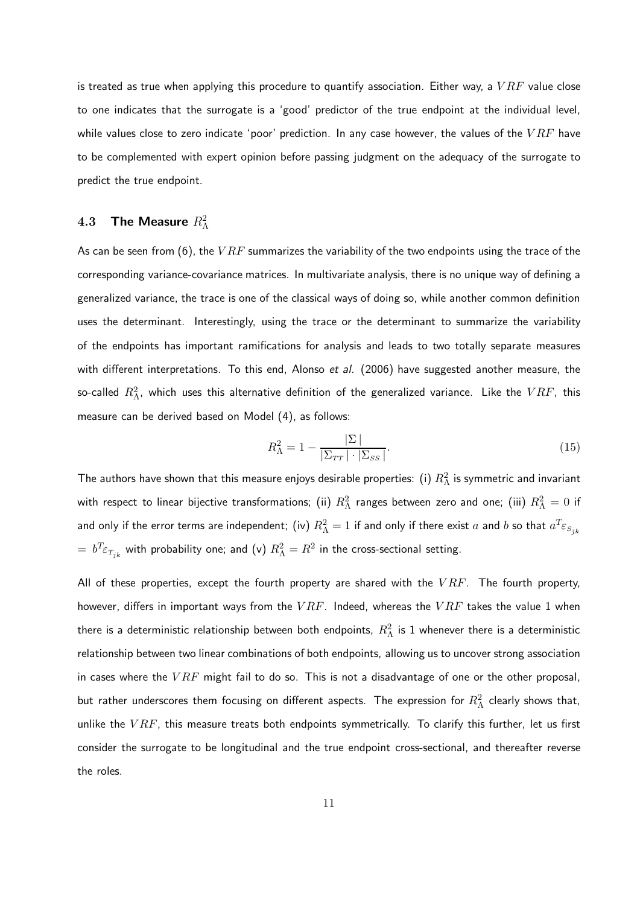is treated as true when applying this procedure to quantify association. Either way, a $VRF$ value close to one indicates that the surrogate is a 'good' predictor of the true endpoint at the individual level, while values close to zero indicate 'poor' prediction. In any case however, the values of the $VRF$ have to be complemented with expert opinion before passing judgment on the adequacy of the surrogate to predict the true endpoint.

### 4.3 The Measure $R^2_\Lambda$

As can be seen from (6), the $VRF$ summarizes the variability of the two endpoints using the trace of the corresponding variance-covariance matrices. In multivariate analysis, there is no unique way of defining a generalized variance, the trace is one of the classical ways of doing so, while another common definition uses the determinant. Interestingly, using the trace or the determinant to summarize the variability of the endpoints has important ramifications for analysis and leads to two totally separate measures with different interpretations. To this end, Alonso *et al.* (2006) have suggested another measure, the so-called $R^2_\Lambda$, which uses this alternative definition of the generalized variance. Like the $VRF$, this measure can be derived based on Model (4), as follows:

$$R^2_\Lambda = 1 - \frac{|\Sigma|}{|\Sigma_{TT}| \cdot |\Sigma_{SS}|}. \tag{15}$$

The authors have shown that this measure enjoys desirable properties: (i) $R^2_\Lambda$ is symmetric and invariant with respect to linear bijective transformations; (ii) $R^2_\Lambda$ ranges between zero and one; (iii) $R^2_\Lambda = 0$ if and only if the error terms are independent; (iv) $R^2_\Lambda = 1$ if and only if there exist $a$ and $b$ so that $a^T\varepsilon_{S_{jk}} = b^T\varepsilon_{T_{jk}}$ with probability one; and (v) $R^2_\Lambda = R^2$ in the cross-sectional setting.

All of these properties, except the fourth property are shared with the $VRF$. The fourth property, however, differs in important ways from the $VRF$. Indeed, whereas the $VRF$ takes the value 1 when there is a deterministic relationship between both endpoints, $R^2_\Lambda$ is 1 whenever there is a deterministic relationship between two linear combinations of both endpoints, allowing us to uncover strong association in cases where the $VRF$ might fail to do so. This is not a disadvantage of one or the other proposal, but rather underscores them focusing on different aspects. The expression for $R^2_\Lambda$ clearly shows that, unlike the $VRF$, this measure treats both endpoints symmetrically. To clarify this further, let us first consider the surrogate to be longitudinal and the true endpoint cross-sectional, and thereafter reverse the roles.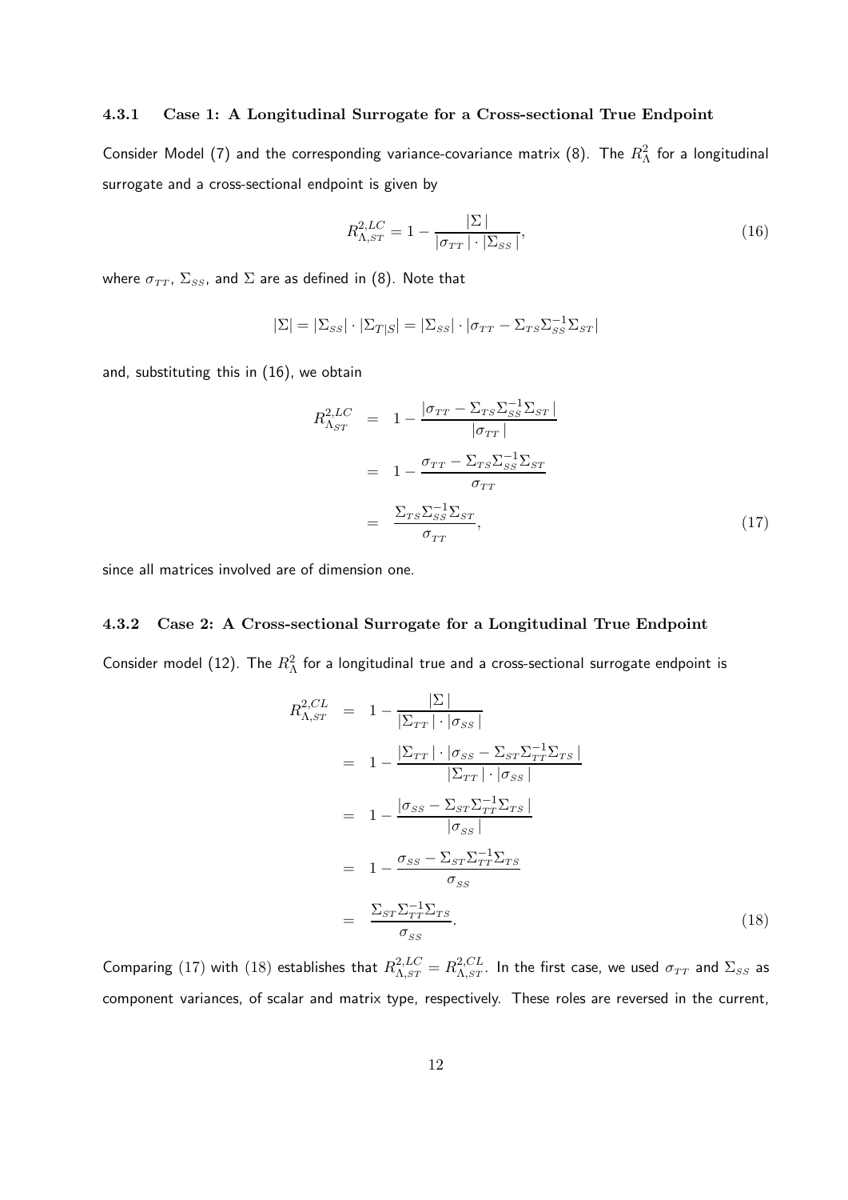#### 4.3.1 Case 1: A Longitudinal Surrogate for a Cross-sectional True Endpoint

Consider Model (7) and the corresponding variance-covariance matrix (8). The $R^2_\Lambda$ for a longitudinal surrogate and a cross-sectional endpoint is given by

$$R^{2,LC}_{\Lambda,ST} = 1 - \frac{|\Sigma|}{|\sigma_{TT}| \cdot |\Sigma_{SS}|}, \tag{16}$$

where $\sigma_{TT}$, $\Sigma_{SS}$, and $\Sigma$ are as defined in (8). Note that

$$|\Sigma| = |\Sigma_{SS}| \cdot |\Sigma_{T|S}| = |\Sigma_{SS}| \cdot |\sigma_{TT} - \Sigma_{TS}\Sigma_{SS}^{-1}\Sigma_{ST}|$$

and, substituting this in (16), we obtain

$$\begin{aligned} R^{2,LC}_{\Lambda_{ST}} &= 1 - \frac{|\sigma_{TT} - \Sigma_{TS}\Sigma_{SS}^{-1}\Sigma_{ST}|}{|\sigma_{TT}|} \\ &= 1 - \frac{\sigma_{TT} - \Sigma_{TS}\Sigma_{SS}^{-1}\Sigma_{ST}}{\sigma_{TT}} \\ &= \frac{\Sigma_{TS}\Sigma_{SS}^{-1}\Sigma_{ST}}{\sigma_{TT}}, \end{aligned} \tag{17}$$

since all matrices involved are of dimension one.

#### 4.3.2 Case 2: A Cross-sectional Surrogate for a Longitudinal True Endpoint

Consider model (12). The $R^2_\Lambda$ for a longitudinal true and a cross-sectional surrogate endpoint is

$$\begin{aligned} R^{2,CL}_{\Lambda,ST} &= 1 - \frac{|\Sigma|}{|\Sigma_{TT}| \cdot |\sigma_{SS}|} \\ &= 1 - \frac{|\Sigma_{TT}| \cdot |\sigma_{SS} - \Sigma_{ST}\Sigma_{TT}^{-1}\Sigma_{TS}|}{|\Sigma_{TT}| \cdot |\sigma_{SS}|} \\ &= 1 - \frac{|\sigma_{SS} - \Sigma_{ST}\Sigma_{TT}^{-1}\Sigma_{TS}|}{|\sigma_{SS}|} \\ &= 1 - \frac{\sigma_{SS} - \Sigma_{ST}\Sigma_{TT}^{-1}\Sigma_{TS}}{\sigma_{SS}} \\ &= \frac{\Sigma_{ST}\Sigma_{TT}^{-1}\Sigma_{TS}}{\sigma_{SS}}. \end{aligned} \tag{18}$$

Comparing (17) with (18) establishes that $R^{2,LC}_{\Lambda,ST} = R^{2,CL}_{\Lambda,ST}$. In the first case, we used $\sigma_{TT}$ and $\Sigma_{SS}$ as component variances, of scalar and matrix type, respectively. These roles are reversed in the current,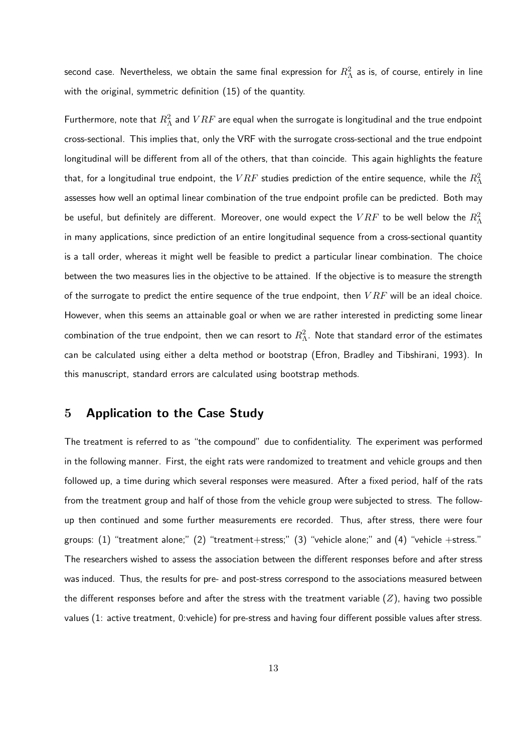second case. Nevertheless, we obtain the same final expression for $R^2_\Lambda$ as is, of course, entirely in line with the original, symmetric definition (15) of the quantity.

Furthermore, note that $R^2_\Lambda$ and $VRF$ are equal when the surrogate is longitudinal and the true endpoint cross-sectional. This implies that, only the VRF with the surrogate cross-sectional and the true endpoint longitudinal will be different from all of the others, that than coincide. This again highlights the feature that, for a longitudinal true endpoint, the $VRF$ studies prediction of the entire sequence, while the $R^2_\Lambda$ assesses how well an optimal linear combination of the true endpoint profile can be predicted. Both may be useful, but definitely are different. Moreover, one would expect the $VRF$ to be well below the $R^2_\Lambda$ in many applications, since prediction of an entire longitudinal sequence from a cross-sectional quantity is a tall order, whereas it might well be feasible to predict a particular linear combination. The choice between the two measures lies in the objective to be attained. If the objective is to measure the strength of the surrogate to predict the entire sequence of the true endpoint, then $VRF$ will be an ideal choice. However, when this seems an attainable goal or when we are rather interested in predicting some linear combination of the true endpoint, then we can resort to $R^2_\Lambda$. Note that standard error of the estimates can be calculated using either a delta method or bootstrap (Efron, Bradley and Tibshirani, 1993). In this manuscript, standard errors are calculated using bootstrap methods.

## 5 Application to the Case Study

The treatment is referred to as "the compound" due to confidentiality. The experiment was performed in the following manner. First, the eight rats were randomized to treatment and vehicle groups and then followed up, a time during which several responses were measured. After a fixed period, half of the rats from the treatment group and half of those from the vehicle group were subjected to stress. The follow-up then continued and some further measurements ere recorded. Thus, after stress, there were four groups: (1) "treatment alone;" (2) "treatment+stress;" (3) "vehicle alone;" and (4) "vehicle +stress." The researchers wished to assess the association between the different responses before and after stress was induced. Thus, the results for pre- and post-stress correspond to the associations measured between the different responses before and after the stress with the treatment variable ($Z$), having two possible values (1: active treatment, 0:vehicle) for pre-stress and having four different possible values after stress.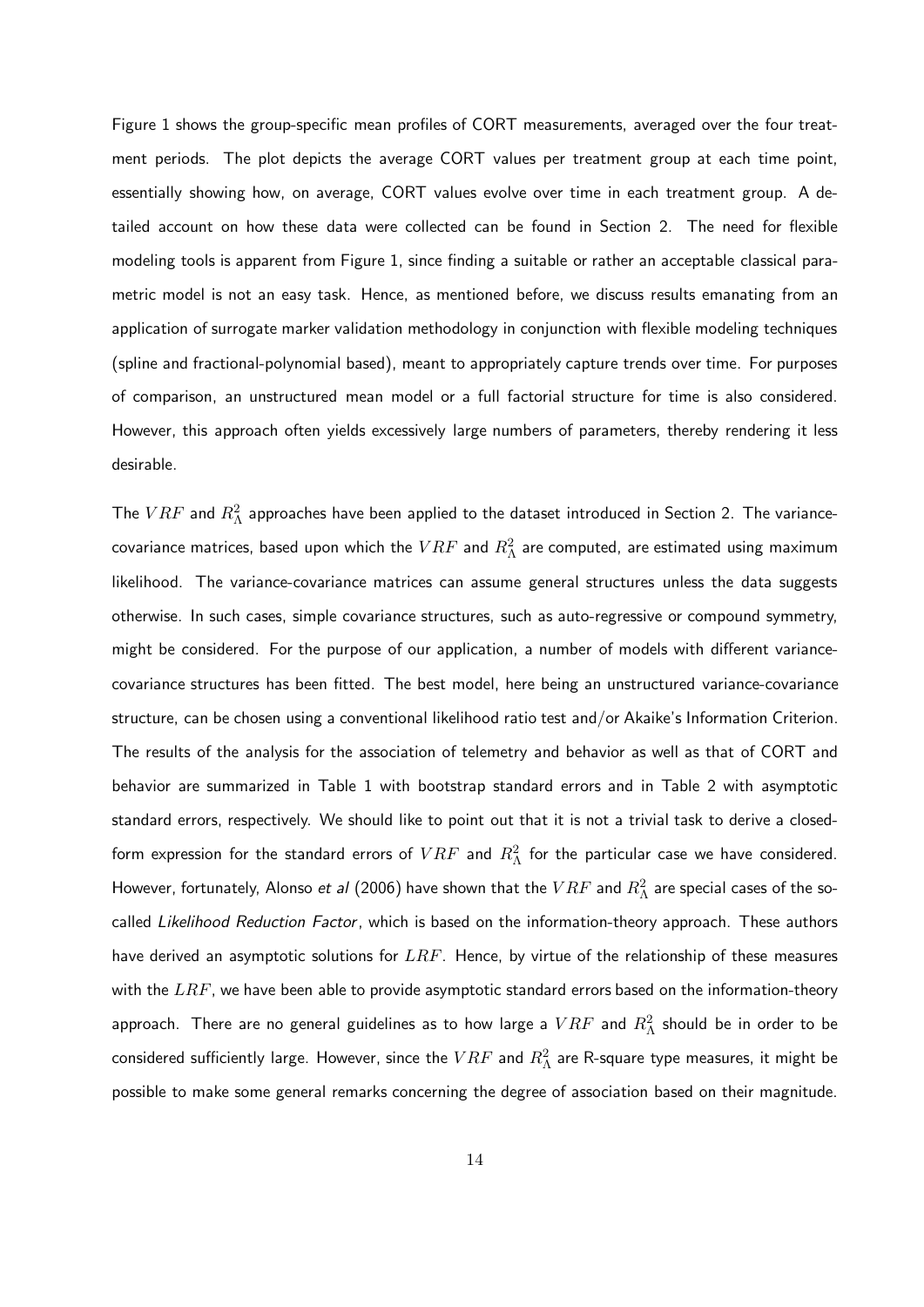Figure 1 shows the group-specific mean profiles of CORT measurements, averaged over the four treatment periods. The plot depicts the average CORT values per treatment group at each time point, essentially showing how, on average, CORT values evolve over time in each treatment group. A detailed account on how these data were collected can be found in Section 2. The need for flexible modeling tools is apparent from Figure 1, since finding a suitable or rather an acceptable classical parametric model is not an easy task. Hence, as mentioned before, we discuss results emanating from an application of surrogate marker validation methodology in conjunction with flexible modeling techniques (spline and fractional-polynomial based), meant to appropriately capture trends over time. For purposes of comparison, an unstructured mean model or a full factorial structure for time is also considered. However, this approach often yields excessively large numbers of parameters, thereby rendering it less desirable.

The $VRF$ and $R^2_\Lambda$ approaches have been applied to the dataset introduced in Section 2. The variance-covariance matrices, based upon which the $VRF$ and $R^2_\Lambda$ are computed, are estimated using maximum likelihood. The variance-covariance matrices can assume general structures unless the data suggests otherwise. In such cases, simple covariance structures, such as auto-regressive or compound symmetry, might be considered. For the purpose of our application, a number of models with different variance-covariance structures has been fitted. The best model, here being an unstructured variance-covariance structure, can be chosen using a conventional likelihood ratio test and/or Akaike's Information Criterion. The results of the analysis for the association of telemetry and behavior as well as that of CORT and behavior are summarized in Table 1 with bootstrap standard errors and in Table 2 with asymptotic standard errors, respectively. We should like to point out that it is not a trivial task to derive a closed-form expression for the standard errors of $VRF$ and $R^2_\Lambda$ for the particular case we have considered. However, fortunately, Alonso *et al* (2006) have shown that the $VRF$ and $R^2_\Lambda$ are special cases of the so-called *Likelihood Reduction Factor*, which is based on the information-theory approach. These authors have derived an asymptotic solutions for $LRF$. Hence, by virtue of the relationship of these measures with the $LRF$, we have been able to provide asymptotic standard errors based on the information-theory approach. There are no general guidelines as to how large a $VRF$ and $R^2_\Lambda$ should be in order to be considered sufficiently large. However, since the $VRF$ and $R^2_\Lambda$ are R-square type measures, it might be possible to make some general remarks concerning the degree of association based on their magnitude.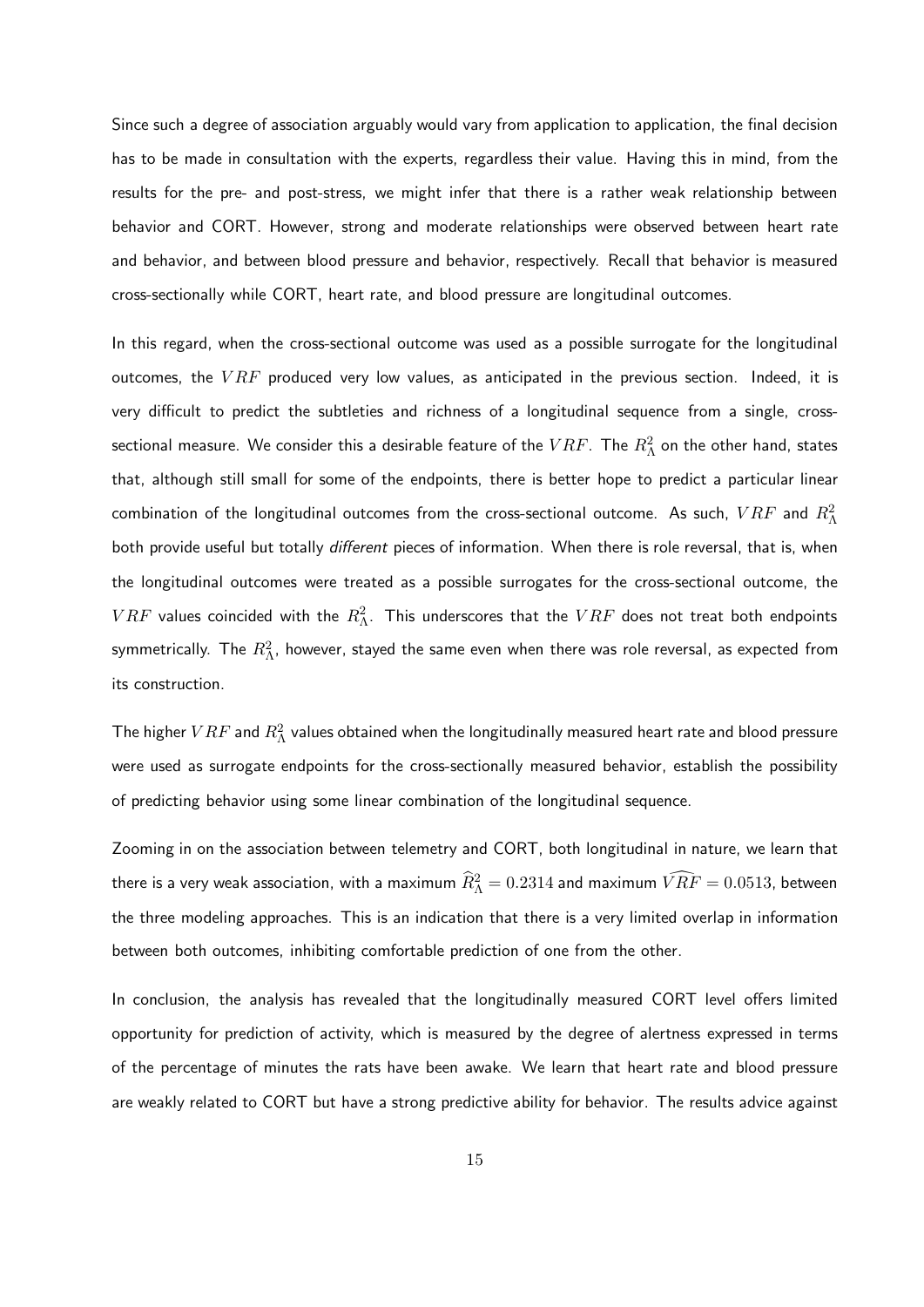Since such a degree of association arguably would vary from application to application, the final decision has to be made in consultation with the experts, regardless their value. Having this in mind, from the results for the pre- and post-stress, we might infer that there is a rather weak relationship between behavior and CORT. However, strong and moderate relationships were observed between heart rate and behavior, and between blood pressure and behavior, respectively. Recall that behavior is measured cross-sectionally while CORT, heart rate, and blood pressure are longitudinal outcomes.

In this regard, when the cross-sectional outcome was used as a possible surrogate for the longitudinal outcomes, the $VRF$ produced very low values, as anticipated in the previous section. Indeed, it is very difficult to predict the subtleties and richness of a longitudinal sequence from a single, cross-sectional measure. We consider this a desirable feature of the $VRF$. The $R^2_\Lambda$ on the other hand, states that, although still small for some of the endpoints, there is better hope to predict a particular linear combination of the longitudinal outcomes from the cross-sectional outcome. As such, $VRF$ and $R^2_\Lambda$ both provide useful but totally *different* pieces of information. When there is role reversal, that is, when the longitudinal outcomes were treated as a possible surrogates for the cross-sectional outcome, the $VRF$ values coincided with the $R^2_\Lambda$. This underscores that the $VRF$ does not treat both endpoints symmetrically. The $R^2_\Lambda$, however, stayed the same even when there was role reversal, as expected from its construction.

The higher $VRF$ and $R^2_\Lambda$ values obtained when the longitudinally measured heart rate and blood pressure were used as surrogate endpoints for the cross-sectionally measured behavior, establish the possibility of predicting behavior using some linear combination of the longitudinal sequence.

Zooming in on the association between telemetry and CORT, both longitudinal in nature, we learn that there is a very weak association, with a maximum $\widehat{R}^2_\Lambda = 0.2314$ and maximum $\widehat{VRF} = 0.0513$, between the three modeling approaches. This is an indication that there is a very limited overlap in information between both outcomes, inhibiting comfortable prediction of one from the other.

In conclusion, the analysis has revealed that the longitudinally measured CORT level offers limited opportunity for prediction of activity, which is measured by the degree of alertness expressed in terms of the percentage of minutes the rats have been awake. We learn that heart rate and blood pressure are weakly related to CORT but have a strong predictive ability for behavior. The results advice against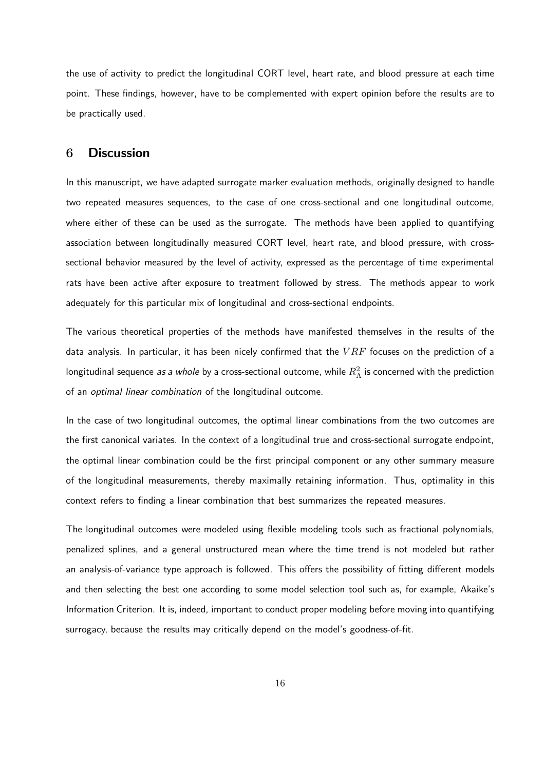the use of activity to predict the longitudinal CORT level, heart rate, and blood pressure at each time point. These findings, however, have to be complemented with expert opinion before the results are to be practically used.

## 6 Discussion

In this manuscript, we have adapted surrogate marker evaluation methods, originally designed to handle two repeated measures sequences, to the case of one cross-sectional and one longitudinal outcome, where either of these can be used as the surrogate. The methods have been applied to quantifying association between longitudinally measured CORT level, heart rate, and blood pressure, with cross-sectional behavior measured by the level of activity, expressed as the percentage of time experimental rats have been active after exposure to treatment followed by stress. The methods appear to work adequately for this particular mix of longitudinal and cross-sectional endpoints.

The various theoretical properties of the methods have manifested themselves in the results of the data analysis. In particular, it has been nicely confirmed that the $VRF$ focuses on the prediction of a longitudinal sequence *as a whole* by a cross-sectional outcome, while $R^2_\Lambda$ is concerned with the prediction of an *optimal linear combination* of the longitudinal outcome.

In the case of two longitudinal outcomes, the optimal linear combinations from the two outcomes are the first canonical variates. In the context of a longitudinal true and cross-sectional surrogate endpoint, the optimal linear combination could be the first principal component or any other summary measure of the longitudinal measurements, thereby maximally retaining information. Thus, optimality in this context refers to finding a linear combination that best summarizes the repeated measures.

The longitudinal outcomes were modeled using flexible modeling tools such as fractional polynomials, penalized splines, and a general unstructured mean where the time trend is not modeled but rather an analysis-of-variance type approach is followed. This offers the possibility of fitting different models and then selecting the best one according to some model selection tool such as, for example, Akaike's Information Criterion. It is, indeed, important to conduct proper modeling before moving into quantifying surrogacy, because the results may critically depend on the model's goodness-of-fit.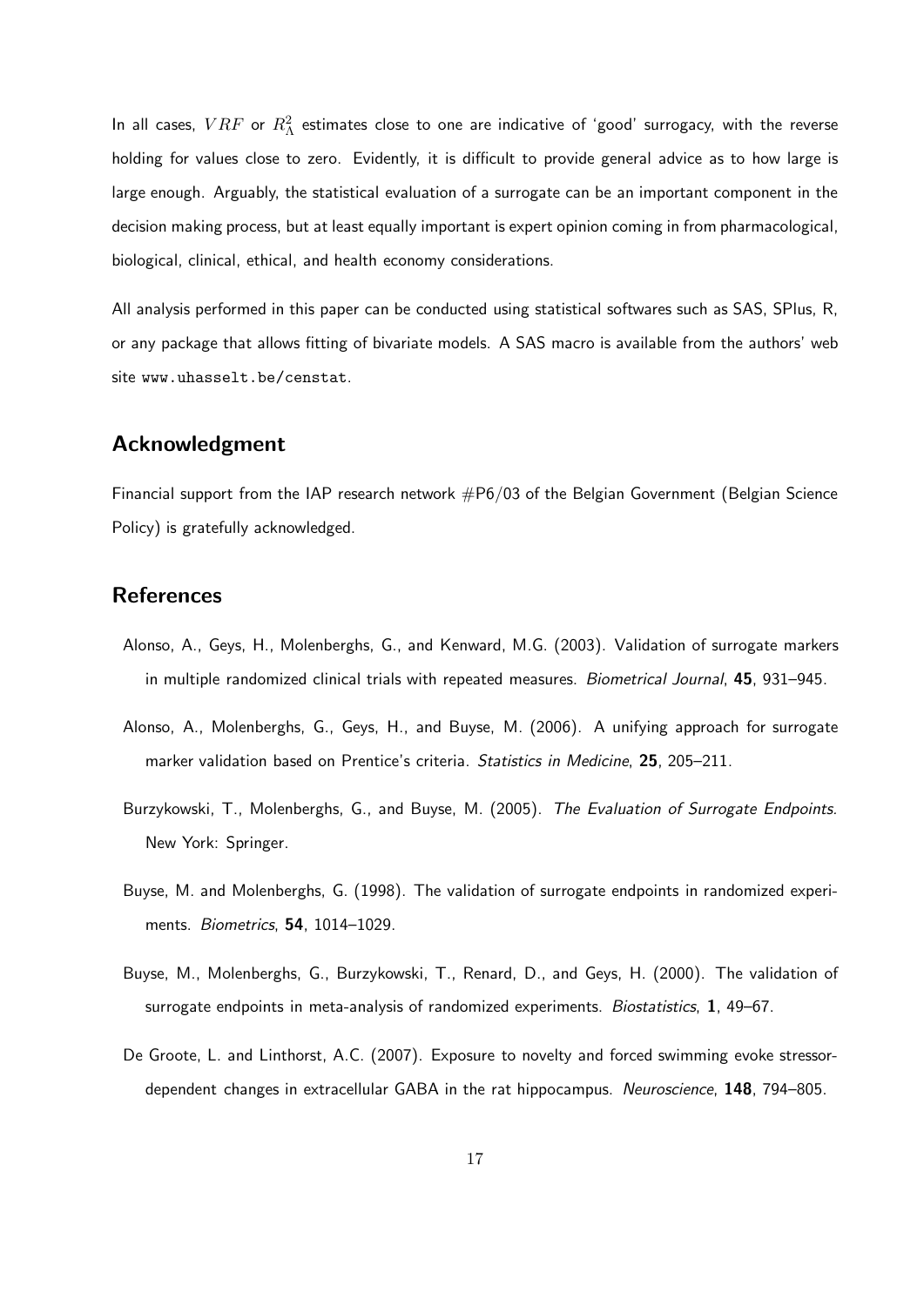In all cases, $VRF$ or $R^2_\Lambda$ estimates close to one are indicative of 'good' surrogacy, with the reverse holding for values close to zero. Evidently, it is difficult to provide general advice as to how large is large enough. Arguably, the statistical evaluation of a surrogate can be an important component in the decision making process, but at least equally important is expert opinion coming in from pharmacological, biological, clinical, ethical, and health economy considerations.

All analysis performed in this paper can be conducted using statistical softwares such as SAS, SPlus, R, or any package that allows fitting of bivariate models. A SAS macro is available from the authors' web site www.uhasselt.be/censtat.

## Acknowledgment

Financial support from the IAP research network #P6/03 of the Belgian Government (Belgian Science Policy) is gratefully acknowledged.

## References

Alonso, A., Geys, H., Molenberghs, G., and Kenward, M.G. (2003). Validation of surrogate markers in multiple randomized clinical trials with repeated measures. *Biometrical Journal*, **45**, 931–945.

Alonso, A., Molenberghs, G., Geys, H., and Buyse, M. (2006). A unifying approach for surrogate marker validation based on Prentice's criteria. *Statistics in Medicine*, **25**, 205–211.

Burzykowski, T., Molenberghs, G., and Buyse, M. (2005). *The Evaluation of Surrogate Endpoints.* New York: Springer.

Buyse, M. and Molenberghs, G. (1998). The validation of surrogate endpoints in randomized experiments. *Biometrics*, **54**, 1014–1029.

Buyse, M., Molenberghs, G., Burzykowski, T., Renard, D., and Geys, H. (2000). The validation of surrogate endpoints in meta-analysis of randomized experiments. *Biostatistics*, **1**, 49–67.

De Groote, L. and Linthorst, A.C. (2007). Exposure to novelty and forced swimming evoke stressor-dependent changes in extracellular GABA in the rat hippocampus. *Neuroscience*, **148**, 794–805.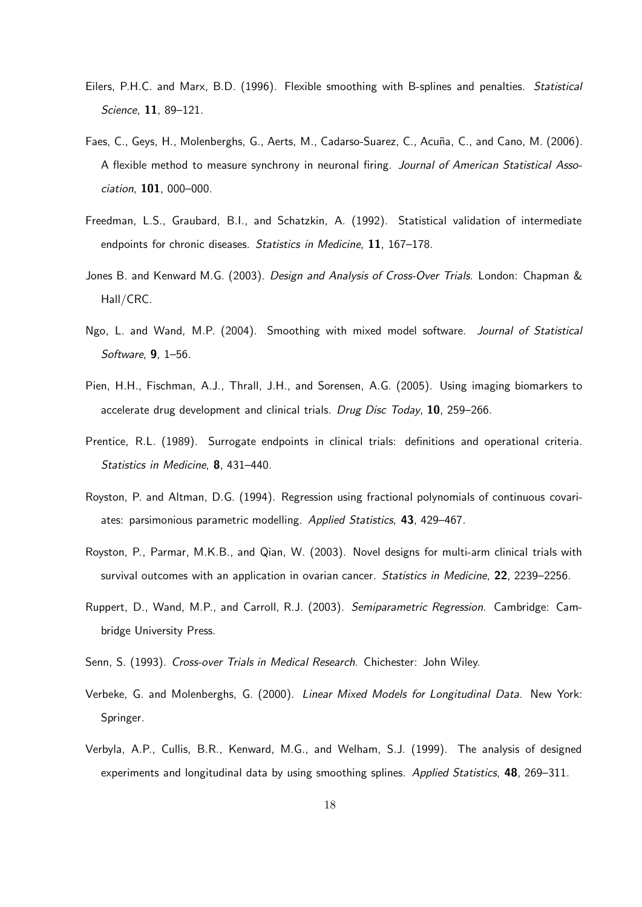Eilers, P.H.C. and Marx, B.D. (1996). Flexible smoothing with B-splines and penalties. *Statistical Science*, **11**, 89–121.

Faes, C., Geys, H., Molenberghs, G., Aerts, M., Cadarso-Suarez, C., Acuña, C., and Cano, M. (2006). A flexible method to measure synchrony in neuronal firing. *Journal of American Statistical Association*, **101**, 000–000.

Freedman, L.S., Graubard, B.I., and Schatzkin, A. (1992). Statistical validation of intermediate endpoints for chronic diseases. *Statistics in Medicine*, **11**, 167–178.

Jones B. and Kenward M.G. (2003). *Design and Analysis of Cross-Over Trials*. London: Chapman & Hall/CRC.

Ngo, L. and Wand, M.P. (2004). Smoothing with mixed model software. *Journal of Statistical Software*, **9**, 1–56.

Pien, H.H., Fischman, A.J., Thrall, J.H., and Sorensen, A.G. (2005). Using imaging biomarkers to accelerate drug development and clinical trials. *Drug Disc Today*, **10**, 259–266.

Prentice, R.L. (1989). Surrogate endpoints in clinical trials: definitions and operational criteria. *Statistics in Medicine*, **8**, 431–440.

Royston, P. and Altman, D.G. (1994). Regression using fractional polynomials of continuous covariates: parsimonious parametric modelling. *Applied Statistics*, **43**, 429–467.

Royston, P., Parmar, M.K.B., and Qian, W. (2003). Novel designs for multi-arm clinical trials with survival outcomes with an application in ovarian cancer. *Statistics in Medicine*, **22**, 2239–2256.

Ruppert, D., Wand, M.P., and Carroll, R.J. (2003). *Semiparametric Regression*. Cambridge: Cambridge University Press.

Senn, S. (1993). *Cross-over Trials in Medical Research*. Chichester: John Wiley.

Verbeke, G. and Molenberghs, G. (2000). *Linear Mixed Models for Longitudinal Data*. New York: Springer.

Verbyla, A.P., Cullis, B.R., Kenward, M.G., and Welham, S.J. (1999). The analysis of designed experiments and longitudinal data by using smoothing splines. *Applied Statistics*, **48**, 269–311.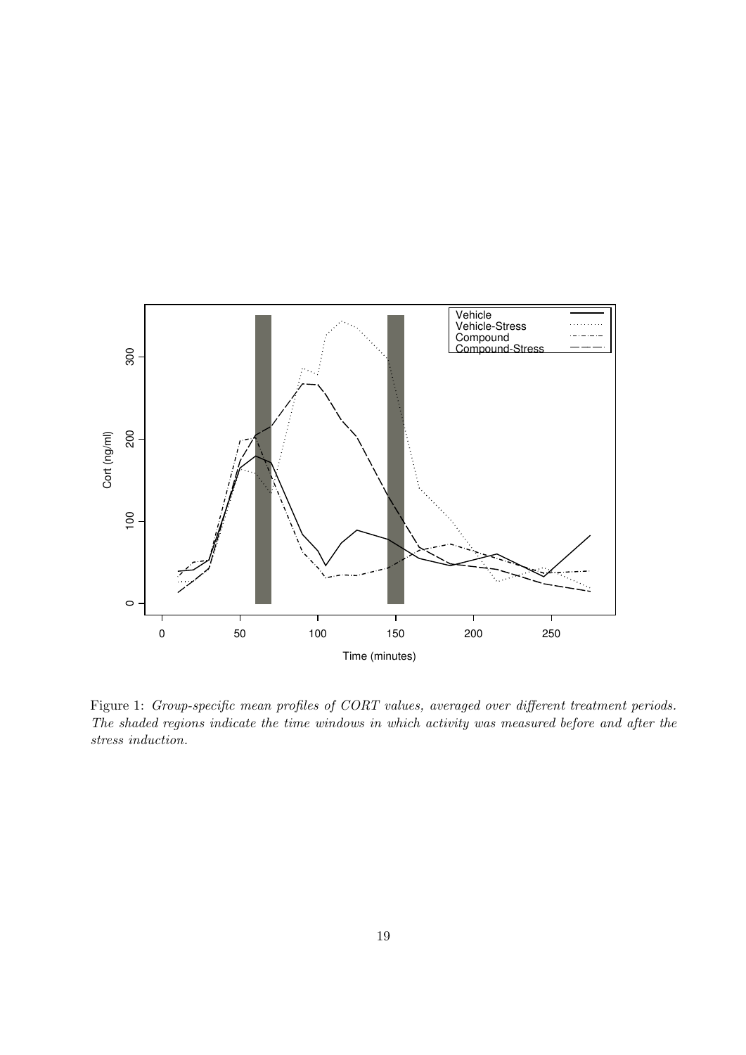Vehicle
Vehicle-Stress
Compound
Compound-Stress

Cort (ng/ml)

0
100
200
300

0
50
100
150
200
250

Time (minutes)

Figure 1: *Group-specific mean profiles of CORT values, averaged over different treatment periods. The shaded regions indicate the time windows in which activity was measured before and after the stress induction.*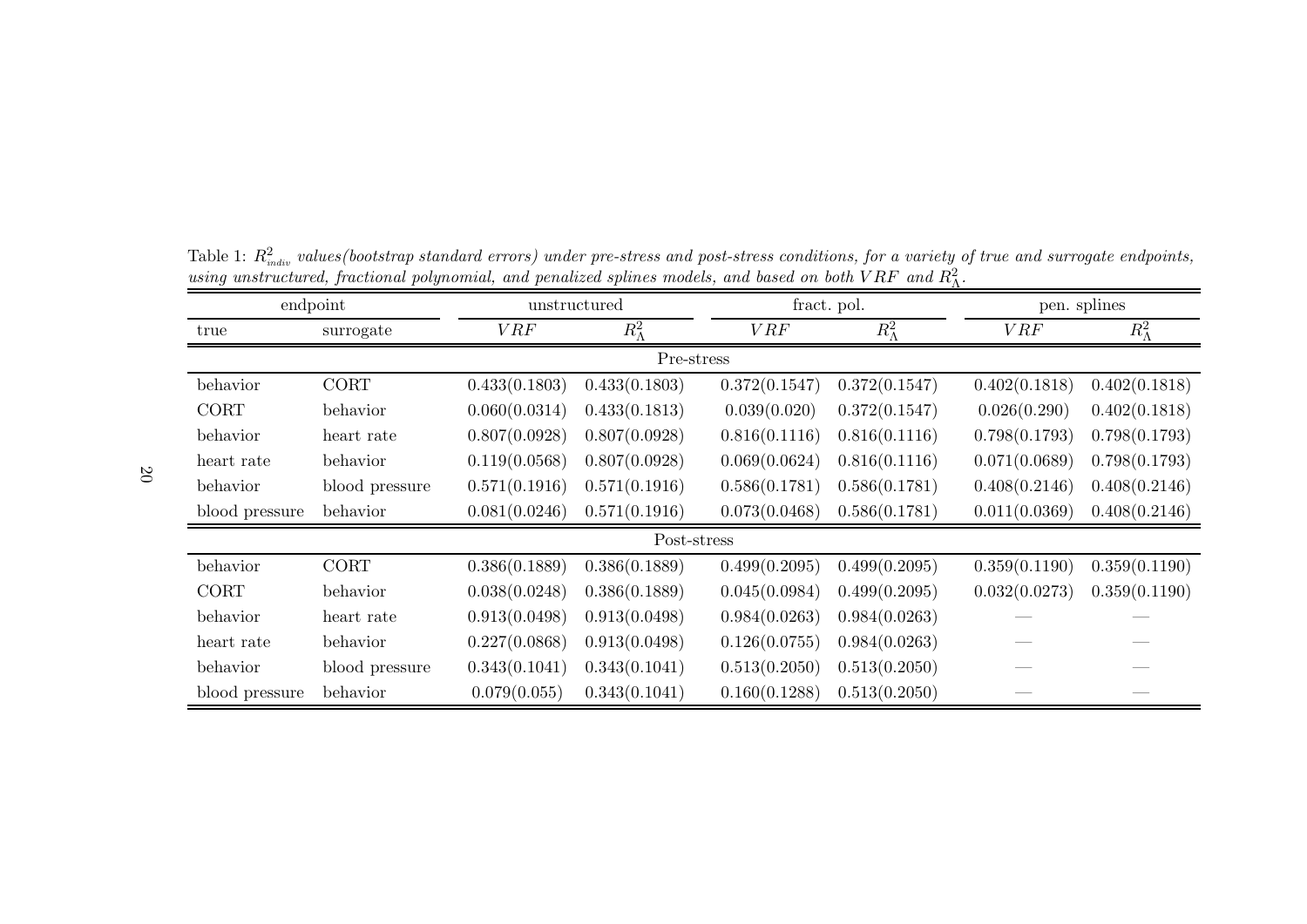Table 1: $R^2_{indiv}$ *values(bootstrap standard errors) under pre-stress and post-stress conditions, for a variety of true and surrogate endpoints, using unstructured, fractional polynomial, and penalized splines models, and based on both $VRF$ and $R^2_\Lambda$.*

| endpoint | | unstructured | | fract. pol. | | pen. splines | |
|---|---|---|---|---|---|---|---|
| true | surrogate | $VRF$ | $R^2_\Lambda$ | $VRF$ | $R^2_\Lambda$ | $VRF$ | $R^2_\Lambda$ |
| | | | | Pre-stress | | | |
| behavior | CORT | 0.433(0.1803) | 0.433(0.1803) | 0.372(0.1547) | 0.372(0.1547) | 0.402(0.1818) | 0.402(0.1818) |
| CORT | behavior | 0.060(0.0314) | 0.433(0.1813) | 0.039(0.020) | 0.372(0.1547) | 0.026(0.290) | 0.402(0.1818) |
| behavior | heart rate | 0.807(0.0928) | 0.807(0.0928) | 0.816(0.1116) | 0.816(0.1116) | 0.798(0.1793) | 0.798(0.1793) |
| heart rate | behavior | 0.119(0.0568) | 0.807(0.0928) | 0.069(0.0624) | 0.816(0.1116) | 0.071(0.0689) | 0.798(0.1793) |
| behavior | blood pressure | 0.571(0.1916) | 0.571(0.1916) | 0.586(0.1781) | 0.586(0.1781) | 0.408(0.2146) | 0.408(0.2146) |
| blood pressure | behavior | 0.081(0.0246) | 0.571(0.1916) | 0.073(0.0468) | 0.586(0.1781) | 0.011(0.0369) | 0.408(0.2146) |
| | | | | Post-stress | | | |
| behavior | CORT | 0.386(0.1889) | 0.386(0.1889) | 0.499(0.2095) | 0.499(0.2095) | 0.359(0.1190) | 0.359(0.1190) |
| CORT | behavior | 0.038(0.0248) | 0.386(0.1889) | 0.045(0.0984) | 0.499(0.2095) | 0.032(0.0273) | 0.359(0.1190) |
| behavior | heart rate | 0.913(0.0498) | 0.913(0.0498) | 0.984(0.0263) | 0.984(0.0263) | — | — |
| heart rate | behavior | 0.227(0.0868) | 0.913(0.0498) | 0.126(0.0755) | 0.984(0.0263) | — | — |
| behavior | blood pressure | 0.343(0.1041) | 0.343(0.1041) | 0.513(0.2050) | 0.513(0.2050) | — | — |
| blood pressure | behavior | 0.079(0.055) | 0.343(0.1041) | 0.160(0.1288) | 0.513(0.2050) | — | — |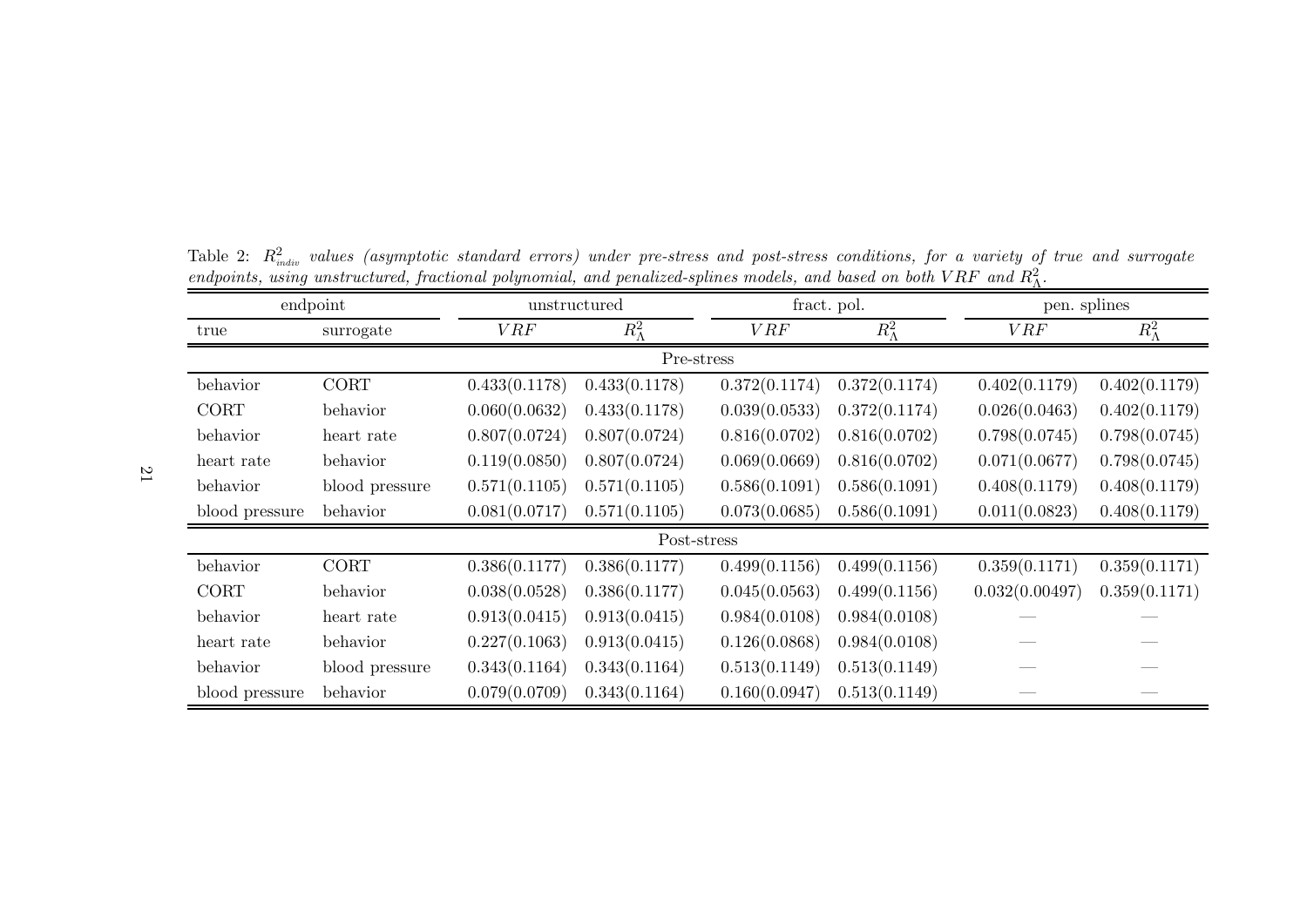Table 2: $R^2_{indiv}$ *values (asymptotic standard errors) under pre-stress and post-stress conditions, for a variety of true and surrogate endpoints, using unstructured, fractional polynomial, and penalized-splines models, and based on both* $VRF$ *and* $R^2_\Lambda$.

| endpoint | | unstructured | | fract. pol. | | pen. splines | |
|---|---|---|---|---|---|---|---|
| true | surrogate | $VRF$ | $R^2_\Lambda$ | $VRF$ | $R^2_\Lambda$ | $VRF$ | $R^2_\Lambda$ |
| Pre-stress | | | | | | | |
| behavior | CORT | 0.433(0.1178) | 0.433(0.1178) | 0.372(0.1174) | 0.372(0.1174) | 0.402(0.1179) | 0.402(0.1179) |
| CORT | behavior | 0.060(0.0632) | 0.433(0.1178) | 0.039(0.0533) | 0.372(0.1174) | 0.026(0.0463) | 0.402(0.1179) |
| behavior | heart rate | 0.807(0.0724) | 0.807(0.0724) | 0.816(0.0702) | 0.816(0.0702) | 0.798(0.0745) | 0.798(0.0745) |
| heart rate | behavior | 0.119(0.0850) | 0.807(0.0724) | 0.069(0.0669) | 0.816(0.0702) | 0.071(0.0677) | 0.798(0.0745) |
| behavior | blood pressure | 0.571(0.1105) | 0.571(0.1105) | 0.586(0.1091) | 0.586(0.1091) | 0.408(0.1179) | 0.408(0.1179) |
| blood pressure | behavior | 0.081(0.0717) | 0.571(0.1105) | 0.073(0.0685) | 0.586(0.1091) | 0.011(0.0823) | 0.408(0.1179) |
| Post-stress | | | | | | | |
| behavior | CORT | 0.386(0.1177) | 0.386(0.1177) | 0.499(0.1156) | 0.499(0.1156) | 0.359(0.1171) | 0.359(0.1171) |
| CORT | behavior | 0.038(0.0528) | 0.386(0.1177) | 0.045(0.0563) | 0.499(0.1156) | 0.032(0.00497) | 0.359(0.1171) |
| behavior | heart rate | 0.913(0.0415) | 0.913(0.0415) | 0.984(0.0108) | 0.984(0.0108) | — | — |
| heart rate | behavior | 0.227(0.1063) | 0.913(0.0415) | 0.126(0.0868) | 0.984(0.0108) | — | — |
| behavior | blood pressure | 0.343(0.1164) | 0.343(0.1164) | 0.513(0.1149) | 0.513(0.1149) | — | — |
| blood pressure | behavior | 0.079(0.0709) | 0.343(0.1164) | 0.160(0.0947) | 0.513(0.1149) | — | — |